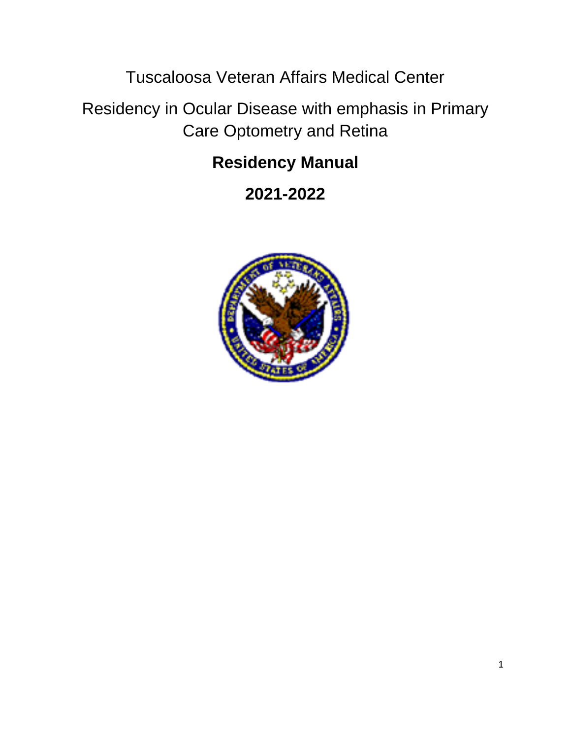Tuscaloosa Veteran Affairs Medical Center

Residency in Ocular Disease with emphasis in Primary Care Optometry and Retina

# Residency Manual

# 2021-2022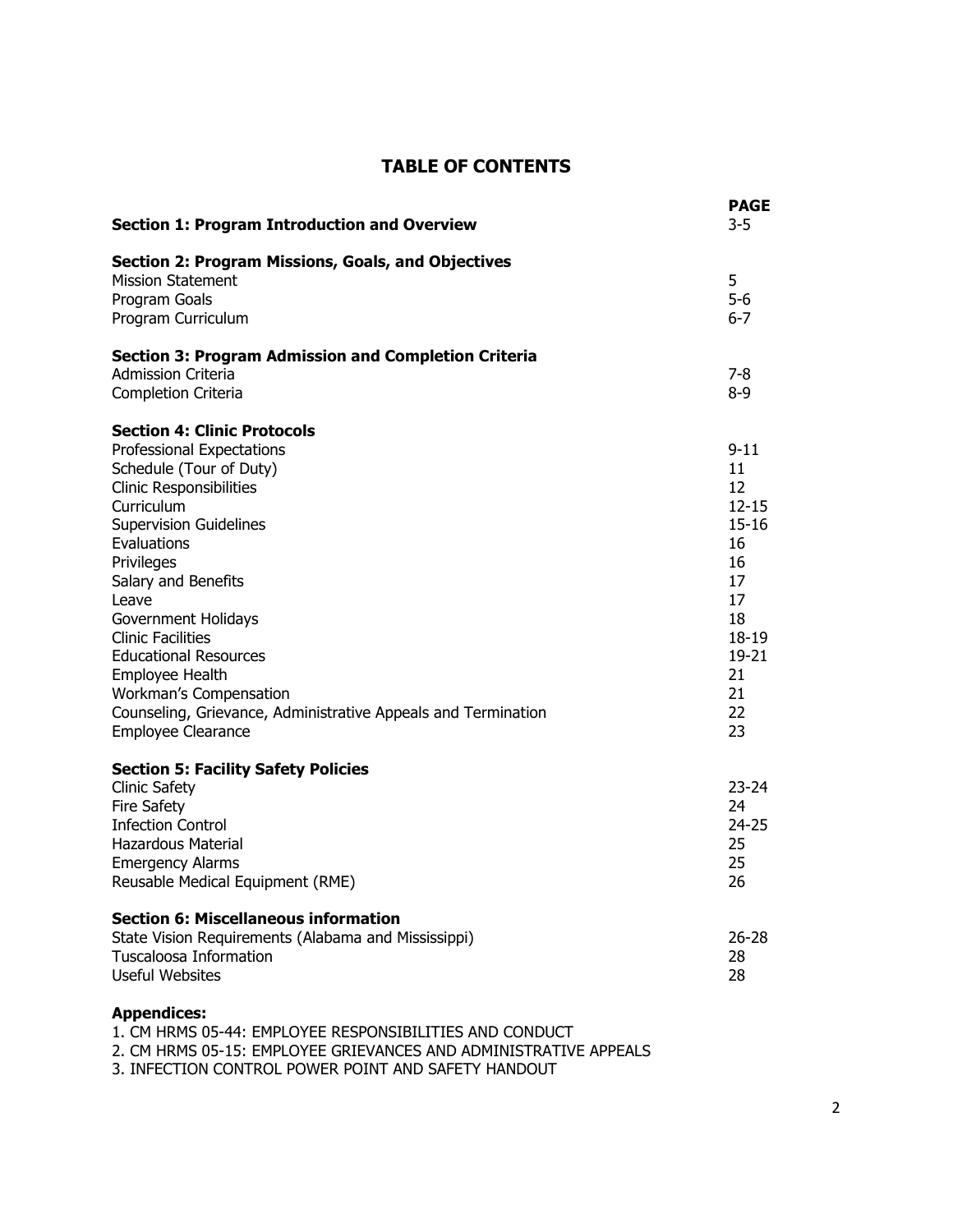# TABLE OF CONTENTS

| | PAGE |
|---|---|
| **Section 1: Program Introduction and Overview** | 3-5 |
| **Section 2: Program Missions, Goals, and Objectives** | |
| Mission Statement | 5 |
| Program Goals | 5-6 |
| Program Curriculum | 6-7 |
| **Section 3: Program Admission and Completion Criteria** | |
| Admission Criteria | 7-8 |
| Completion Criteria | 8-9 |
| **Section 4: Clinic Protocols** | |
| Professional Expectations | 9-11 |
| Schedule (Tour of Duty) | 11 |
| Clinic Responsibilities | 12 |
| Curriculum | 12-15 |
| Supervision Guidelines | 15-16 |
| Evaluations | 16 |
| Privileges | 16 |
| Salary and Benefits | 17 |
| Leave | 17 |
| Government Holidays | 18 |
| Clinic Facilities | 18-19 |
| Educational Resources | 19-21 |
| Employee Health | 21 |
| Workman's Compensation | 21 |
| Counseling, Grievance, Administrative Appeals and Termination | 22 |
| Employee Clearance | 23 |
| **Section 5: Facility Safety Policies** | |
| Clinic Safety | 23-24 |
| Fire Safety | 24 |
| Infection Control | 24-25 |
| Hazardous Material | 25 |
| Emergency Alarms | 25 |
| Reusable Medical Equipment (RME) | 26 |
| **Section 6: Miscellaneous information** | |
| State Vision Requirements (Alabama and Mississippi) | 26-28 |
| Tuscaloosa Information | 28 |
| Useful Websites | 28 |

**Appendices:**

1. CM HRMS 05-44: EMPLOYEE RESPONSIBILITIES AND CONDUCT
2. CM HRMS 05-15: EMPLOYEE GRIEVANCES AND ADMINISTRATIVE APPEALS
3. INFECTION CONTROL POWER POINT AND SAFETY HANDOUT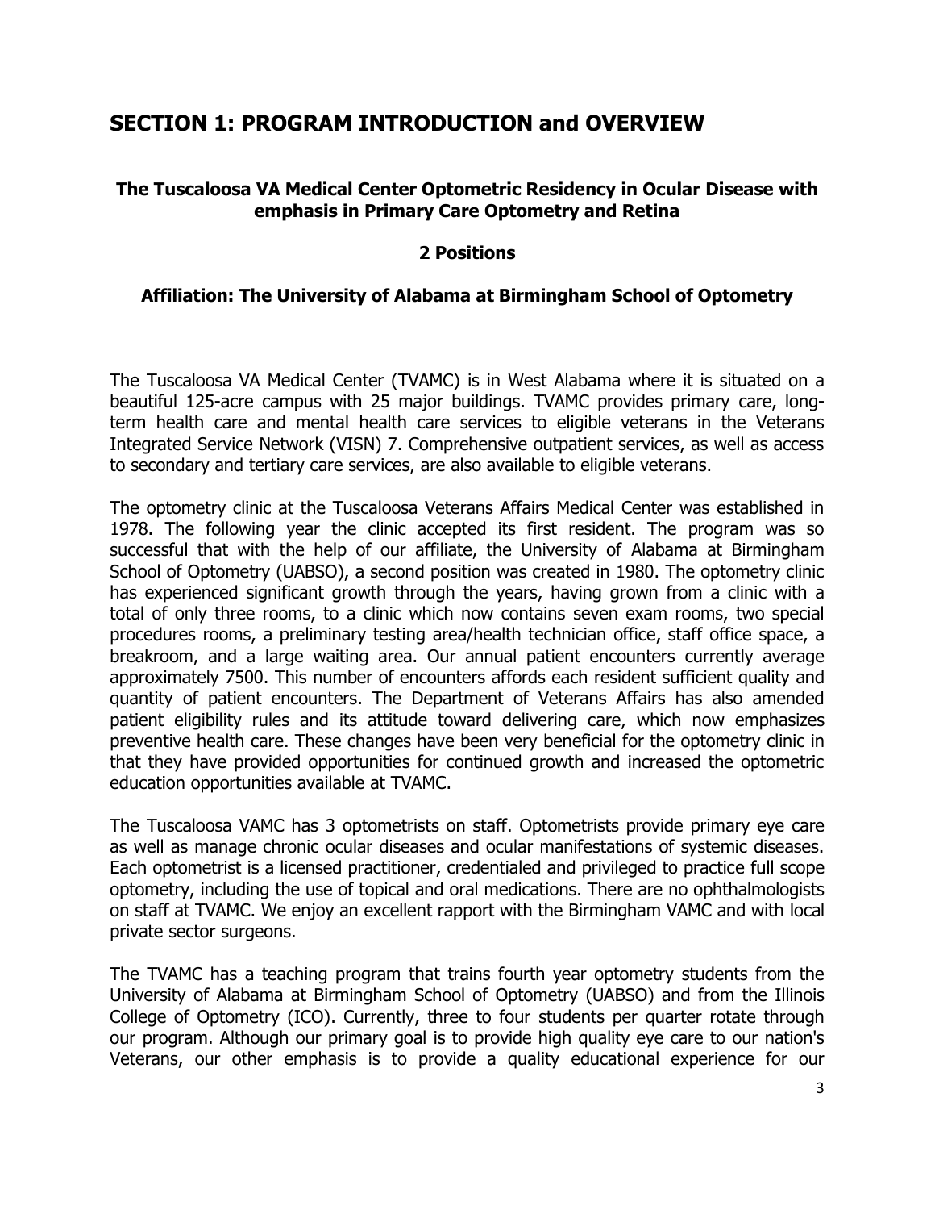# SECTION 1: PROGRAM INTRODUCTION and OVERVIEW

### The Tuscaloosa VA Medical Center Optometric Residency in Ocular Disease with emphasis in Primary Care Optometry and Retina

### 2 Positions

### Affiliation: The University of Alabama at Birmingham School of Optometry

The Tuscaloosa VA Medical Center (TVAMC) is in West Alabama where it is situated on a beautiful 125-acre campus with 25 major buildings. TVAMC provides primary care, long-term health care and mental health care services to eligible veterans in the Veterans Integrated Service Network (VISN) 7. Comprehensive outpatient services, as well as access to secondary and tertiary care services, are also available to eligible veterans.

The optometry clinic at the Tuscaloosa Veterans Affairs Medical Center was established in 1978. The following year the clinic accepted its first resident. The program was so successful that with the help of our affiliate, the University of Alabama at Birmingham School of Optometry (UABSO), a second position was created in 1980. The optometry clinic has experienced significant growth through the years, having grown from a clinic with a total of only three rooms, to a clinic which now contains seven exam rooms, two special procedures rooms, a preliminary testing area/health technician office, staff office space, a breakroom, and a large waiting area. Our annual patient encounters currently average approximately 7500. This number of encounters affords each resident sufficient quality and quantity of patient encounters. The Department of Veterans Affairs has also amended patient eligibility rules and its attitude toward delivering care, which now emphasizes preventive health care. These changes have been very beneficial for the optometry clinic in that they have provided opportunities for continued growth and increased the optometric education opportunities available at TVAMC.

The Tuscaloosa VAMC has 3 optometrists on staff. Optometrists provide primary eye care as well as manage chronic ocular diseases and ocular manifestations of systemic diseases. Each optometrist is a licensed practitioner, credentialed and privileged to practice full scope optometry, including the use of topical and oral medications. There are no ophthalmologists on staff at TVAMC. We enjoy an excellent rapport with the Birmingham VAMC and with local private sector surgeons.

The TVAMC has a teaching program that trains fourth year optometry students from the University of Alabama at Birmingham School of Optometry (UABSO) and from the Illinois College of Optometry (ICO). Currently, three to four students per quarter rotate through our program. Although our primary goal is to provide high quality eye care to our nation's Veterans, our other emphasis is to provide a quality educational experience for our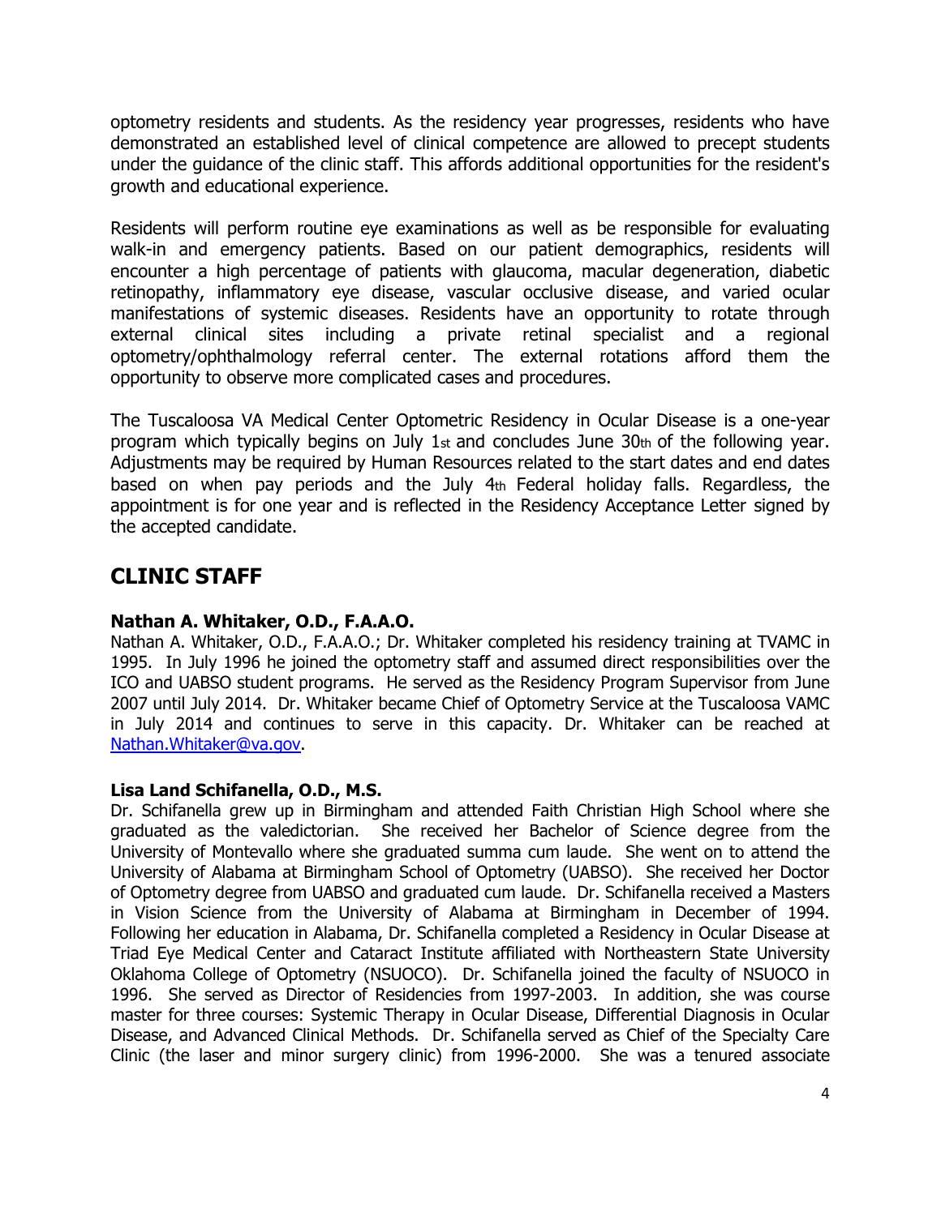optometry residents and students. As the residency year progresses, residents who have demonstrated an established level of clinical competence are allowed to precept students under the guidance of the clinic staff. This affords additional opportunities for the resident's growth and educational experience.

Residents will perform routine eye examinations as well as be responsible for evaluating walk-in and emergency patients. Based on our patient demographics, residents will encounter a high percentage of patients with glaucoma, macular degeneration, diabetic retinopathy, inflammatory eye disease, vascular occlusive disease, and varied ocular manifestations of systemic diseases. Residents have an opportunity to rotate through external clinical sites including a private retinal specialist and a regional optometry/ophthalmology referral center. The external rotations afford them the opportunity to observe more complicated cases and procedures.

The Tuscaloosa VA Medical Center Optometric Residency in Ocular Disease is a one-year program which typically begins on July 1st and concludes June 30th of the following year. Adjustments may be required by Human Resources related to the start dates and end dates based on when pay periods and the July 4th Federal holiday falls. Regardless, the appointment is for one year and is reflected in the Residency Acceptance Letter signed by the accepted candidate.

## CLINIC STAFF

**Nathan A. Whitaker, O.D., F.A.A.O.**

Nathan A. Whitaker, O.D., F.A.A.O.; Dr. Whitaker completed his residency training at TVAMC in 1995. In July 1996 he joined the optometry staff and assumed direct responsibilities over the ICO and UABSO student programs. He served as the Residency Program Supervisor from June 2007 until July 2014. Dr. Whitaker became Chief of Optometry Service at the Tuscaloosa VAMC in July 2014 and continues to serve in this capacity. Dr. Whitaker can be reached at Nathan.Whitaker@va.gov.

**Lisa Land Schifanella, O.D., M.S.**

Dr. Schifanella grew up in Birmingham and attended Faith Christian High School where she graduated as the valedictorian. She received her Bachelor of Science degree from the University of Montevallo where she graduated summa cum laude. She went on to attend the University of Alabama at Birmingham School of Optometry (UABSO). She received her Doctor of Optometry degree from UABSO and graduated cum laude. Dr. Schifanella received a Masters in Vision Science from the University of Alabama at Birmingham in December of 1994. Following her education in Alabama, Dr. Schifanella completed a Residency in Ocular Disease at Triad Eye Medical Center and Cataract Institute affiliated with Northeastern State University Oklahoma College of Optometry (NSUOCO). Dr. Schifanella joined the faculty of NSUOCO in 1996. She served as Director of Residencies from 1997-2003. In addition, she was course master for three courses: Systemic Therapy in Ocular Disease, Differential Diagnosis in Ocular Disease, and Advanced Clinical Methods. Dr. Schifanella served as Chief of the Specialty Care Clinic (the laser and minor surgery clinic) from 1996-2000. She was a tenured associate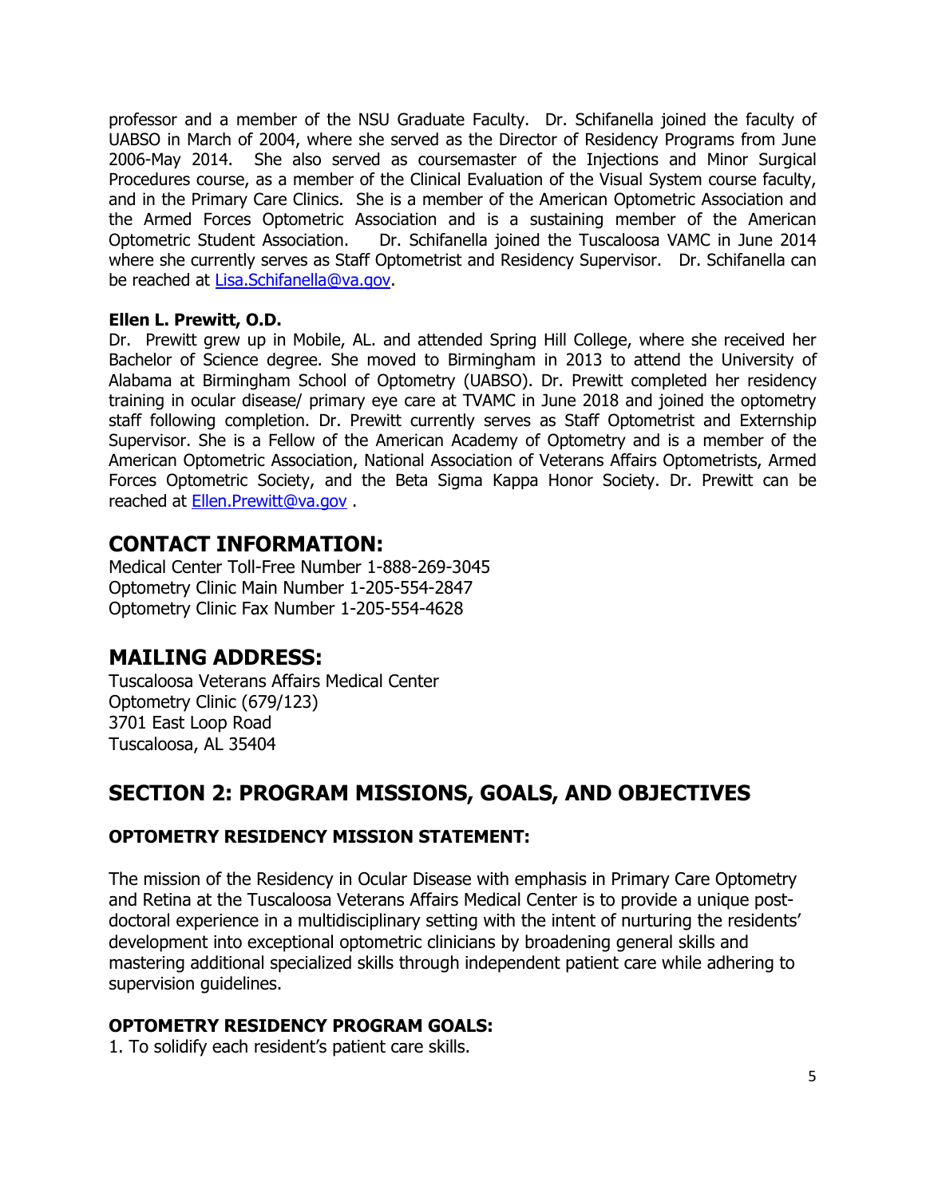professor and a member of the NSU Graduate Faculty. Dr. Schifanella joined the faculty of UABSO in March of 2004, where she served as the Director of Residency Programs from June 2006-May 2014. She also served as coursemaster of the Injections and Minor Surgical Procedures course, as a member of the Clinical Evaluation of the Visual System course faculty, and in the Primary Care Clinics. She is a member of the American Optometric Association and the Armed Forces Optometric Association and is a sustaining member of the American Optometric Student Association. Dr. Schifanella joined the Tuscaloosa VAMC in June 2014 where she currently serves as Staff Optometrist and Residency Supervisor. Dr. Schifanella can be reached at Lisa.Schifanella@va.gov.

**Ellen L. Prewitt, O.D.**

Dr. Prewitt grew up in Mobile, AL. and attended Spring Hill College, where she received her Bachelor of Science degree. She moved to Birmingham in 2013 to attend the University of Alabama at Birmingham School of Optometry (UABSO). Dr. Prewitt completed her residency training in ocular disease/ primary eye care at TVAMC in June 2018 and joined the optometry staff following completion. Dr. Prewitt currently serves as Staff Optometrist and Externship Supervisor. She is a Fellow of the American Academy of Optometry and is a member of the American Optometric Association, National Association of Veterans Affairs Optometrists, Armed Forces Optometric Society, and the Beta Sigma Kappa Honor Society. Dr. Prewitt can be reached at Ellen.Prewitt@va.gov .

## CONTACT INFORMATION:

Medical Center Toll-Free Number 1-888-269-3045
Optometry Clinic Main Number 1-205-554-2847
Optometry Clinic Fax Number 1-205-554-4628

## MAILING ADDRESS:

Tuscaloosa Veterans Affairs Medical Center
Optometry Clinic (679/123)
3701 East Loop Road
Tuscaloosa, AL 35404

## SECTION 2: PROGRAM MISSIONS, GOALS, AND OBJECTIVES

### OPTOMETRY RESIDENCY MISSION STATEMENT:

The mission of the Residency in Ocular Disease with emphasis in Primary Care Optometry and Retina at the Tuscaloosa Veterans Affairs Medical Center is to provide a unique post-doctoral experience in a multidisciplinary setting with the intent of nurturing the residents' development into exceptional optometric clinicians by broadening general skills and mastering additional specialized skills through independent patient care while adhering to supervision guidelines.

### OPTOMETRY RESIDENCY PROGRAM GOALS:

1. To solidify each resident's patient care skills.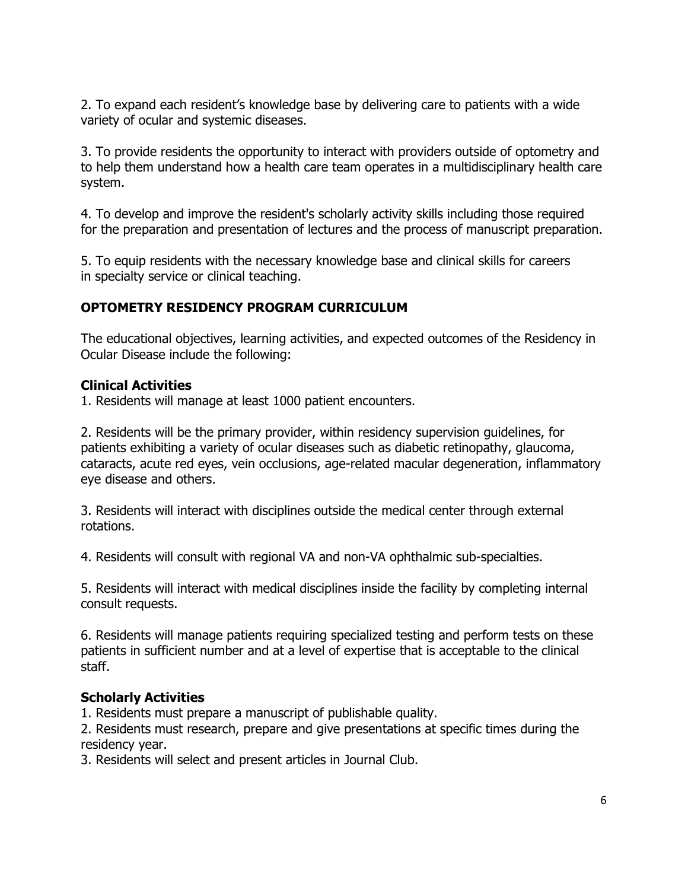2. To expand each resident's knowledge base by delivering care to patients with a wide variety of ocular and systemic diseases.

3. To provide residents the opportunity to interact with providers outside of optometry and to help them understand how a health care team operates in a multidisciplinary health care system.

4. To develop and improve the resident's scholarly activity skills including those required for the preparation and presentation of lectures and the process of manuscript preparation.

5. To equip residents with the necessary knowledge base and clinical skills for careers in specialty service or clinical teaching.

## OPTOMETRY RESIDENCY PROGRAM CURRICULUM

The educational objectives, learning activities, and expected outcomes of the Residency in Ocular Disease include the following:

### Clinical Activities

1. Residents will manage at least 1000 patient encounters.

2. Residents will be the primary provider, within residency supervision guidelines, for patients exhibiting a variety of ocular diseases such as diabetic retinopathy, glaucoma, cataracts, acute red eyes, vein occlusions, age-related macular degeneration, inflammatory eye disease and others.

3. Residents will interact with disciplines outside the medical center through external rotations.

4. Residents will consult with regional VA and non-VA ophthalmic sub-specialties.

5. Residents will interact with medical disciplines inside the facility by completing internal consult requests.

6. Residents will manage patients requiring specialized testing and perform tests on these patients in sufficient number and at a level of expertise that is acceptable to the clinical staff.

### Scholarly Activities

1. Residents must prepare a manuscript of publishable quality.
2. Residents must research, prepare and give presentations at specific times during the residency year.
3. Residents will select and present articles in Journal Club.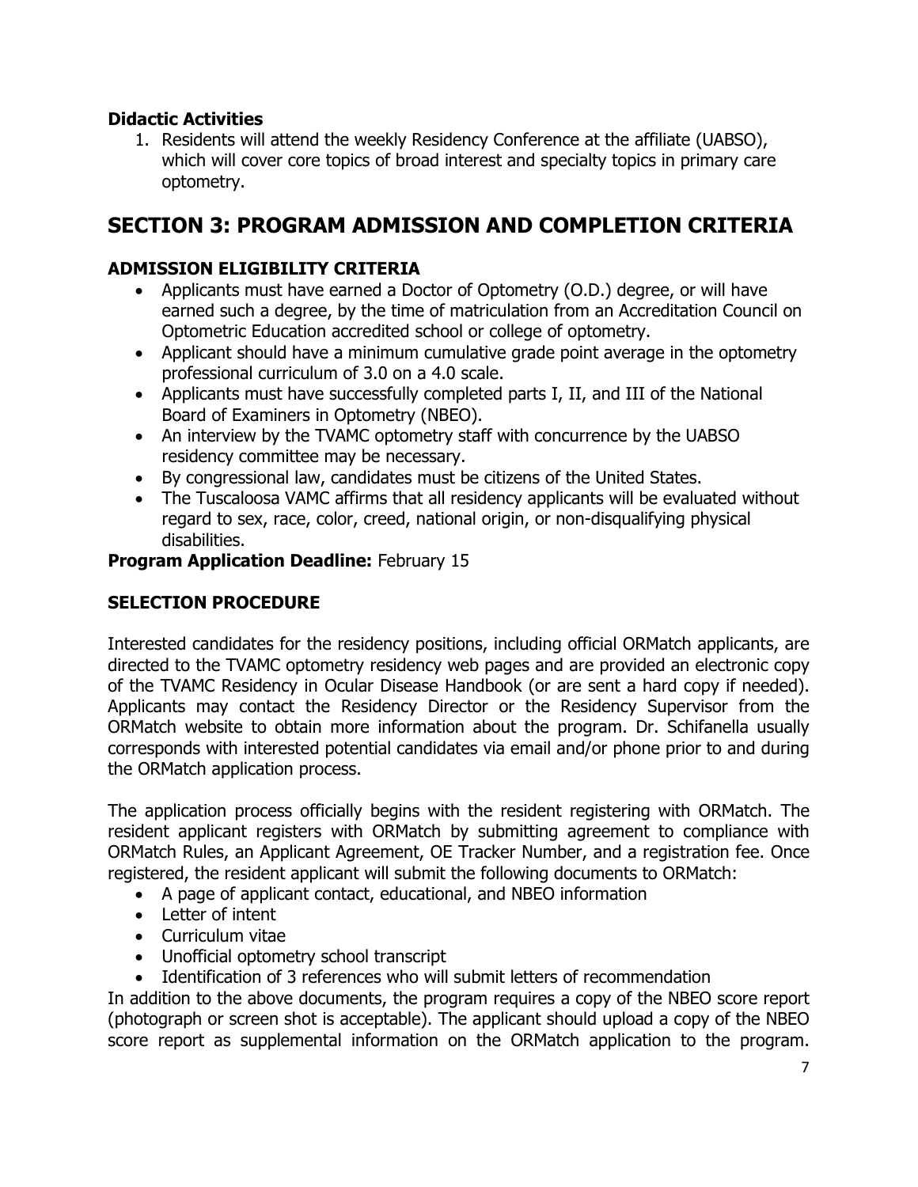### Didactic Activities

1. Residents will attend the weekly Residency Conference at the affiliate (UABSO), which will cover core topics of broad interest and specialty topics in primary care optometry.

## SECTION 3: PROGRAM ADMISSION AND COMPLETION CRITERIA

### ADMISSION ELIGIBILITY CRITERIA

- Applicants must have earned a Doctor of Optometry (O.D.) degree, or will have earned such a degree, by the time of matriculation from an Accreditation Council on Optometric Education accredited school or college of optometry.
- Applicant should have a minimum cumulative grade point average in the optometry professional curriculum of 3.0 on a 4.0 scale.
- Applicants must have successfully completed parts I, II, and III of the National Board of Examiners in Optometry (NBEO).
- An interview by the TVAMC optometry staff with concurrence by the UABSO residency committee may be necessary.
- By congressional law, candidates must be citizens of the United States.
- The Tuscaloosa VAMC affirms that all residency applicants will be evaluated without regard to sex, race, color, creed, national origin, or non-disqualifying physical disabilities.

**Program Application Deadline:** February 15

### SELECTION PROCEDURE

Interested candidates for the residency positions, including official ORMatch applicants, are directed to the TVAMC optometry residency web pages and are provided an electronic copy of the TVAMC Residency in Ocular Disease Handbook (or are sent a hard copy if needed). Applicants may contact the Residency Director or the Residency Supervisor from the ORMatch website to obtain more information about the program. Dr. Schifanella usually corresponds with interested potential candidates via email and/or phone prior to and during the ORMatch application process.

The application process officially begins with the resident registering with ORMatch. The resident applicant registers with ORMatch by submitting agreement to compliance with ORMatch Rules, an Applicant Agreement, OE Tracker Number, and a registration fee. Once registered, the resident applicant will submit the following documents to ORMatch:

- A page of applicant contact, educational, and NBEO information
- Letter of intent
- Curriculum vitae
- Unofficial optometry school transcript
- Identification of 3 references who will submit letters of recommendation

In addition to the above documents, the program requires a copy of the NBEO score report (photograph or screen shot is acceptable). The applicant should upload a copy of the NBEO score report as supplemental information on the ORMatch application to the program.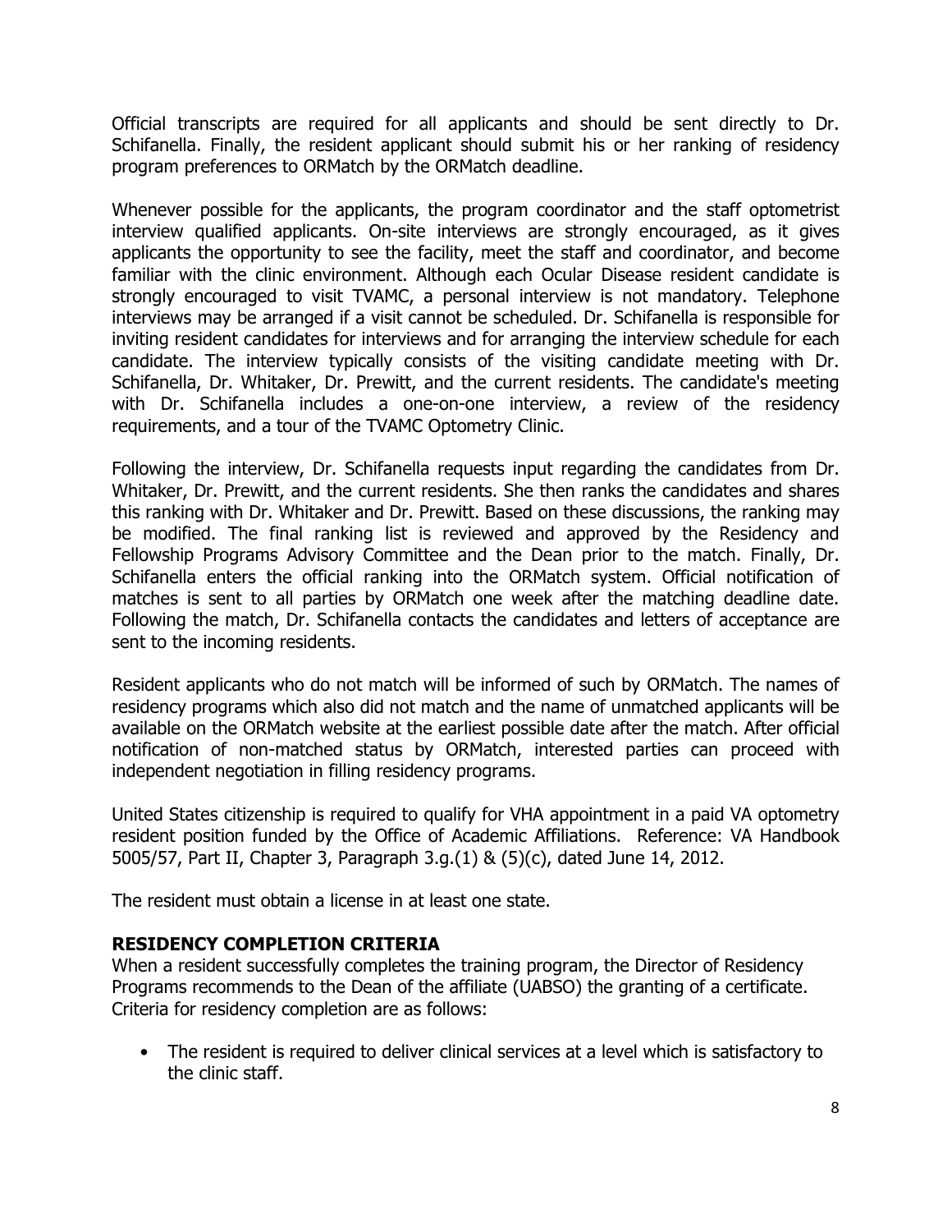Official transcripts are required for all applicants and should be sent directly to Dr. Schifanella. Finally, the resident applicant should submit his or her ranking of residency program preferences to ORMatch by the ORMatch deadline.

Whenever possible for the applicants, the program coordinator and the staff optometrist interview qualified applicants. On-site interviews are strongly encouraged, as it gives applicants the opportunity to see the facility, meet the staff and coordinator, and become familiar with the clinic environment. Although each Ocular Disease resident candidate is strongly encouraged to visit TVAMC, a personal interview is not mandatory. Telephone interviews may be arranged if a visit cannot be scheduled. Dr. Schifanella is responsible for inviting resident candidates for interviews and for arranging the interview schedule for each candidate. The interview typically consists of the visiting candidate meeting with Dr. Schifanella, Dr. Whitaker, Dr. Prewitt, and the current residents. The candidate's meeting with Dr. Schifanella includes a one-on-one interview, a review of the residency requirements, and a tour of the TVAMC Optometry Clinic.

Following the interview, Dr. Schifanella requests input regarding the candidates from Dr. Whitaker, Dr. Prewitt, and the current residents. She then ranks the candidates and shares this ranking with Dr. Whitaker and Dr. Prewitt. Based on these discussions, the ranking may be modified. The final ranking list is reviewed and approved by the Residency and Fellowship Programs Advisory Committee and the Dean prior to the match. Finally, Dr. Schifanella enters the official ranking into the ORMatch system. Official notification of matches is sent to all parties by ORMatch one week after the matching deadline date. Following the match, Dr. Schifanella contacts the candidates and letters of acceptance are sent to the incoming residents.

Resident applicants who do not match will be informed of such by ORMatch. The names of residency programs which also did not match and the name of unmatched applicants will be available on the ORMatch website at the earliest possible date after the match. After official notification of non-matched status by ORMatch, interested parties can proceed with independent negotiation in filling residency programs.

United States citizenship is required to qualify for VHA appointment in a paid VA optometry resident position funded by the Office of Academic Affiliations. Reference: VA Handbook 5005/57, Part II, Chapter 3, Paragraph 3.g.(1) & (5)(c), dated June 14, 2012.

The resident must obtain a license in at least one state.

## RESIDENCY COMPLETION CRITERIA

When a resident successfully completes the training program, the Director of Residency Programs recommends to the Dean of the affiliate (UABSO) the granting of a certificate. Criteria for residency completion are as follows:

- The resident is required to deliver clinical services at a level which is satisfactory to the clinic staff.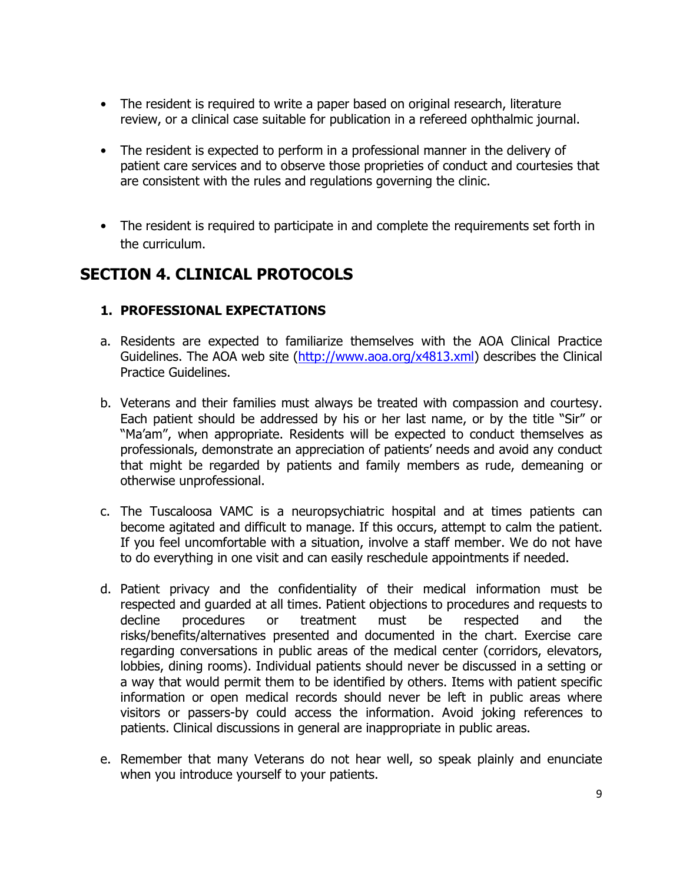- The resident is required to write a paper based on original research, literature review, or a clinical case suitable for publication in a refereed ophthalmic journal.

- The resident is expected to perform in a professional manner in the delivery of patient care services and to observe those proprieties of conduct and courtesies that are consistent with the rules and regulations governing the clinic.

- The resident is required to participate in and complete the requirements set forth in the curriculum.

## SECTION 4. CLINICAL PROTOCOLS

### 1. PROFESSIONAL EXPECTATIONS

a. Residents are expected to familiarize themselves with the AOA Clinical Practice Guidelines. The AOA web site (http://www.aoa.org/x4813.xml) describes the Clinical Practice Guidelines.

b. Veterans and their families must always be treated with compassion and courtesy. Each patient should be addressed by his or her last name, or by the title "Sir" or "Ma'am", when appropriate. Residents will be expected to conduct themselves as professionals, demonstrate an appreciation of patients' needs and avoid any conduct that might be regarded by patients and family members as rude, demeaning or otherwise unprofessional.

c. The Tuscaloosa VAMC is a neuropsychiatric hospital and at times patients can become agitated and difficult to manage. If this occurs, attempt to calm the patient. If you feel uncomfortable with a situation, involve a staff member. We do not have to do everything in one visit and can easily reschedule appointments if needed.

d. Patient privacy and the confidentiality of their medical information must be respected and guarded at all times. Patient objections to procedures and requests to decline procedures or treatment must be respected and the risks/benefits/alternatives presented and documented in the chart. Exercise care regarding conversations in public areas of the medical center (corridors, elevators, lobbies, dining rooms). Individual patients should never be discussed in a setting or a way that would permit them to be identified by others. Items with patient specific information or open medical records should never be left in public areas where visitors or passers-by could access the information. Avoid joking references to patients. Clinical discussions in general are inappropriate in public areas.

e. Remember that many Veterans do not hear well, so speak plainly and enunciate when you introduce yourself to your patients.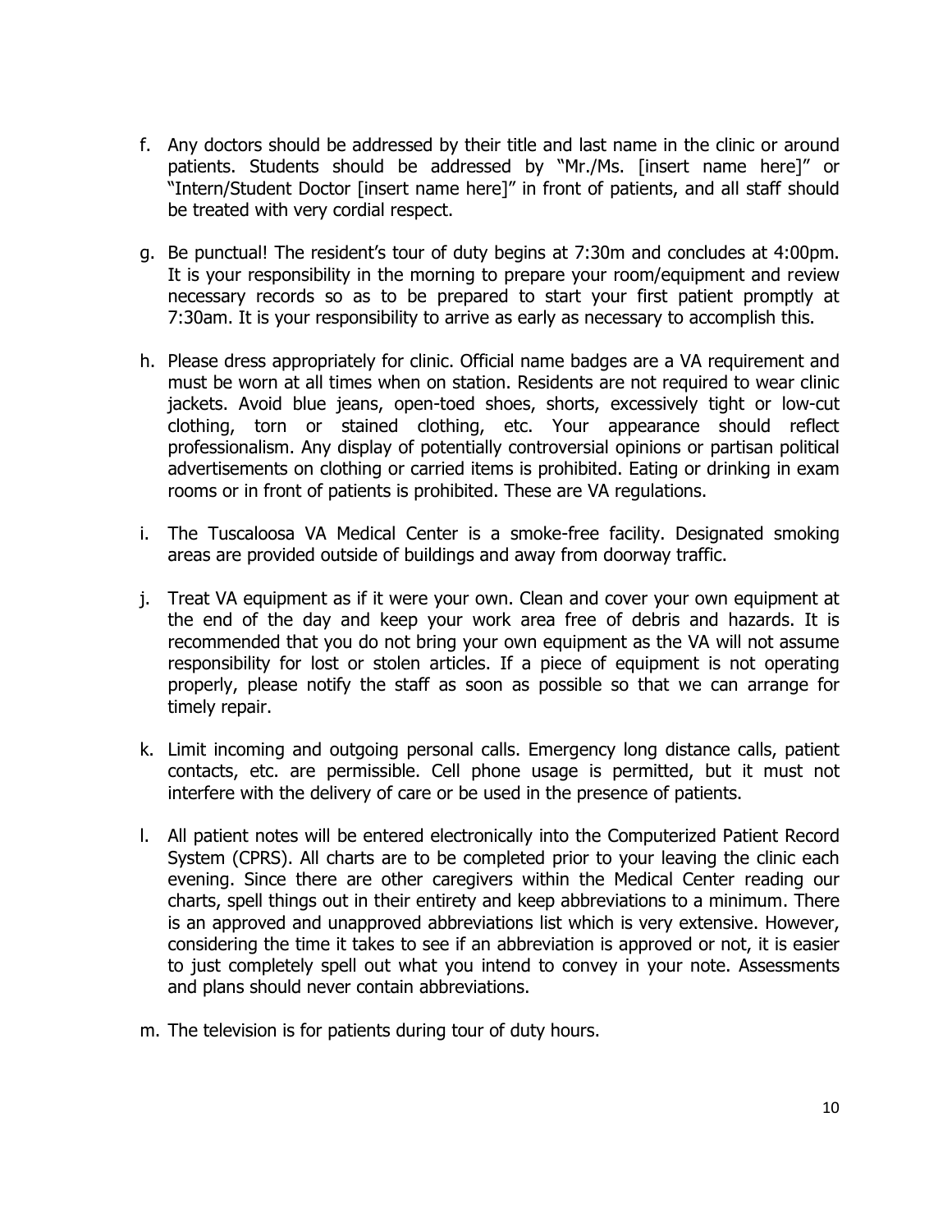f. Any doctors should be addressed by their title and last name in the clinic or around patients. Students should be addressed by "Mr./Ms. [insert name here]" or "Intern/Student Doctor [insert name here]" in front of patients, and all staff should be treated with very cordial respect.

g. Be punctual! The resident's tour of duty begins at 7:30m and concludes at 4:00pm. It is your responsibility in the morning to prepare your room/equipment and review necessary records so as to be prepared to start your first patient promptly at 7:30am. It is your responsibility to arrive as early as necessary to accomplish this.

h. Please dress appropriately for clinic. Official name badges are a VA requirement and must be worn at all times when on station. Residents are not required to wear clinic jackets. Avoid blue jeans, open-toed shoes, shorts, excessively tight or low-cut clothing, torn or stained clothing, etc. Your appearance should reflect professionalism. Any display of potentially controversial opinions or partisan political advertisements on clothing or carried items is prohibited. Eating or drinking in exam rooms or in front of patients is prohibited. These are VA regulations.

i. The Tuscaloosa VA Medical Center is a smoke-free facility. Designated smoking areas are provided outside of buildings and away from doorway traffic.

j. Treat VA equipment as if it were your own. Clean and cover your own equipment at the end of the day and keep your work area free of debris and hazards. It is recommended that you do not bring your own equipment as the VA will not assume responsibility for lost or stolen articles. If a piece of equipment is not operating properly, please notify the staff as soon as possible so that we can arrange for timely repair.

k. Limit incoming and outgoing personal calls. Emergency long distance calls, patient contacts, etc. are permissible. Cell phone usage is permitted, but it must not interfere with the delivery of care or be used in the presence of patients.

l. All patient notes will be entered electronically into the Computerized Patient Record System (CPRS). All charts are to be completed prior to your leaving the clinic each evening. Since there are other caregivers within the Medical Center reading our charts, spell things out in their entirety and keep abbreviations to a minimum. There is an approved and unapproved abbreviations list which is very extensive. However, considering the time it takes to see if an abbreviation is approved or not, it is easier to just completely spell out what you intend to convey in your note. Assessments and plans should never contain abbreviations.

m. The television is for patients during tour of duty hours.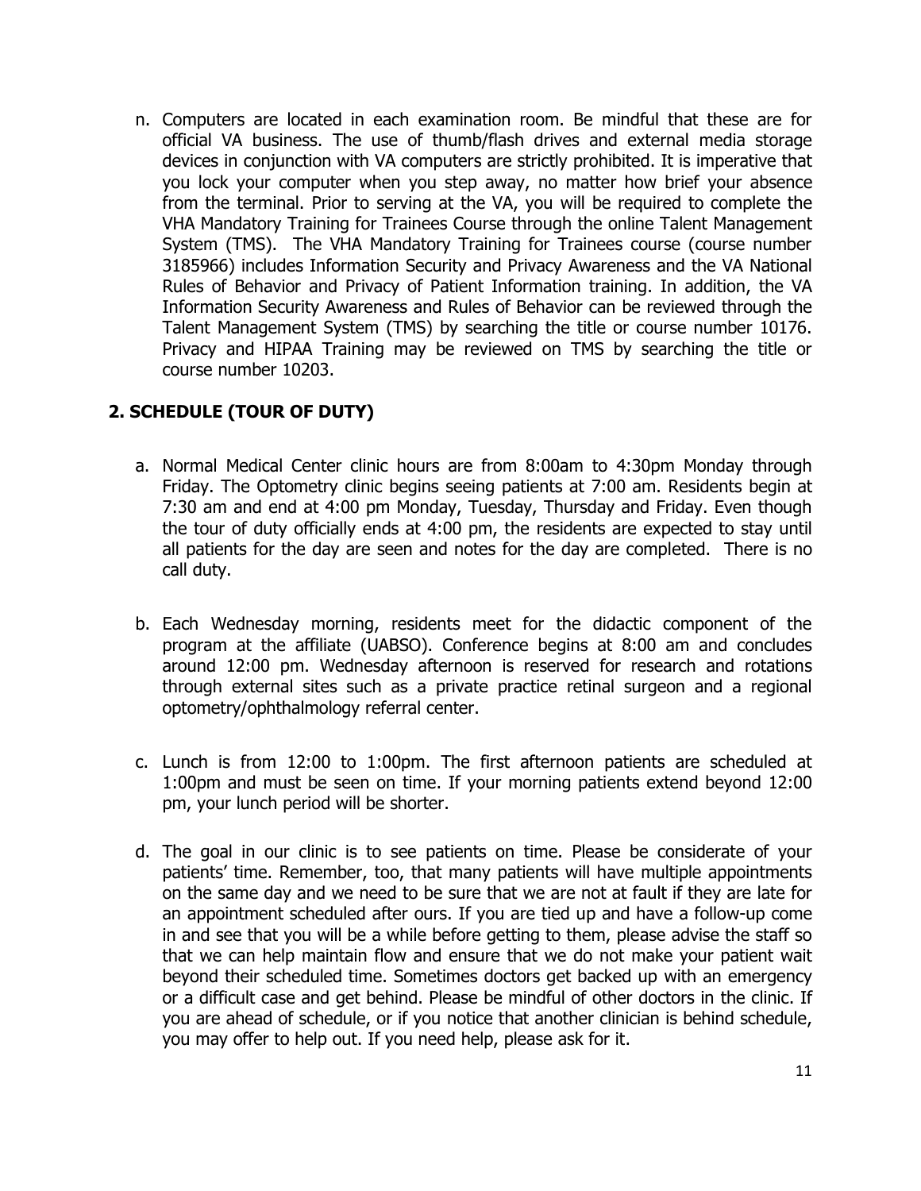n. Computers are located in each examination room. Be mindful that these are for official VA business. The use of thumb/flash drives and external media storage devices in conjunction with VA computers are strictly prohibited. It is imperative that you lock your computer when you step away, no matter how brief your absence from the terminal. Prior to serving at the VA, you will be required to complete the VHA Mandatory Training for Trainees Course through the online Talent Management System (TMS). The VHA Mandatory Training for Trainees course (course number 3185966) includes Information Security and Privacy Awareness and the VA National Rules of Behavior and Privacy of Patient Information training. In addition, the VA Information Security Awareness and Rules of Behavior can be reviewed through the Talent Management System (TMS) by searching the title or course number 10176. Privacy and HIPAA Training may be reviewed on TMS by searching the title or course number 10203.

## 2. SCHEDULE (TOUR OF DUTY)

a. Normal Medical Center clinic hours are from 8:00am to 4:30pm Monday through Friday. The Optometry clinic begins seeing patients at 7:00 am. Residents begin at 7:30 am and end at 4:00 pm Monday, Tuesday, Thursday and Friday. Even though the tour of duty officially ends at 4:00 pm, the residents are expected to stay until all patients for the day are seen and notes for the day are completed. There is no call duty.

b. Each Wednesday morning, residents meet for the didactic component of the program at the affiliate (UABSO). Conference begins at 8:00 am and concludes around 12:00 pm. Wednesday afternoon is reserved for research and rotations through external sites such as a private practice retinal surgeon and a regional optometry/ophthalmology referral center.

c. Lunch is from 12:00 to 1:00pm. The first afternoon patients are scheduled at 1:00pm and must be seen on time. If your morning patients extend beyond 12:00 pm, your lunch period will be shorter.

d. The goal in our clinic is to see patients on time. Please be considerate of your patients' time. Remember, too, that many patients will have multiple appointments on the same day and we need to be sure that we are not at fault if they are late for an appointment scheduled after ours. If you are tied up and have a follow-up come in and see that you will be a while before getting to them, please advise the staff so that we can help maintain flow and ensure that we do not make your patient wait beyond their scheduled time. Sometimes doctors get backed up with an emergency or a difficult case and get behind. Please be mindful of other doctors in the clinic. If you are ahead of schedule, or if you notice that another clinician is behind schedule, you may offer to help out. If you need help, please ask for it.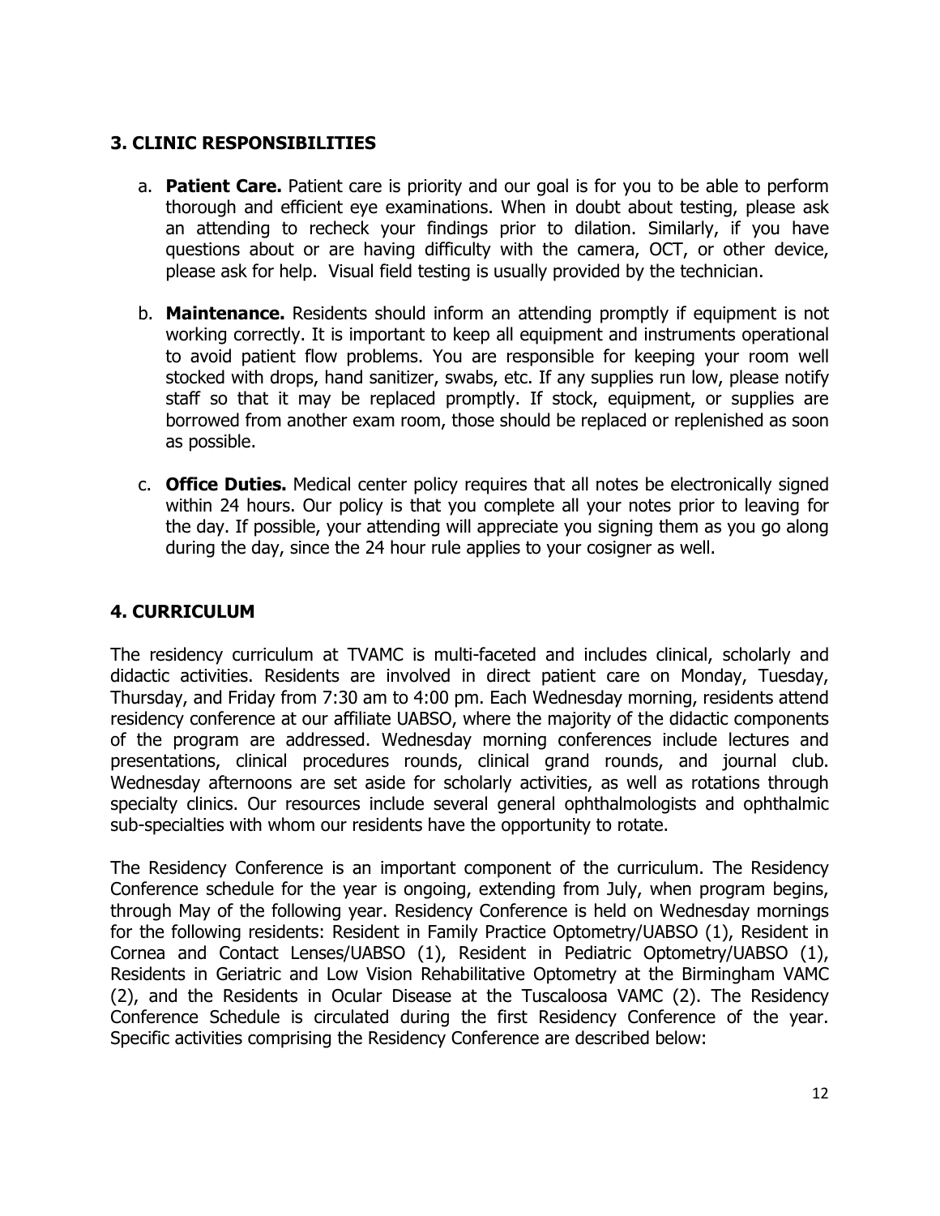## 3. CLINIC RESPONSIBILITIES

a. **Patient Care.** Patient care is priority and our goal is for you to be able to perform thorough and efficient eye examinations. When in doubt about testing, please ask an attending to recheck your findings prior to dilation. Similarly, if you have questions about or are having difficulty with the camera, OCT, or other device, please ask for help. Visual field testing is usually provided by the technician.

b. **Maintenance.** Residents should inform an attending promptly if equipment is not working correctly. It is important to keep all equipment and instruments operational to avoid patient flow problems. You are responsible for keeping your room well stocked with drops, hand sanitizer, swabs, etc. If any supplies run low, please notify staff so that it may be replaced promptly. If stock, equipment, or supplies are borrowed from another exam room, those should be replaced or replenished as soon as possible.

c. **Office Duties.** Medical center policy requires that all notes be electronically signed within 24 hours. Our policy is that you complete all your notes prior to leaving for the day. If possible, your attending will appreciate you signing them as you go along during the day, since the 24 hour rule applies to your cosigner as well.

## 4. CURRICULUM

The residency curriculum at TVAMC is multi-faceted and includes clinical, scholarly and didactic activities. Residents are involved in direct patient care on Monday, Tuesday, Thursday, and Friday from 7:30 am to 4:00 pm. Each Wednesday morning, residents attend residency conference at our affiliate UABSO, where the majority of the didactic components of the program are addressed. Wednesday morning conferences include lectures and presentations, clinical procedures rounds, clinical grand rounds, and journal club. Wednesday afternoons are set aside for scholarly activities, as well as rotations through specialty clinics. Our resources include several general ophthalmologists and ophthalmic sub-specialties with whom our residents have the opportunity to rotate.

The Residency Conference is an important component of the curriculum. The Residency Conference schedule for the year is ongoing, extending from July, when program begins, through May of the following year. Residency Conference is held on Wednesday mornings for the following residents: Resident in Family Practice Optometry/UABSO (1), Resident in Cornea and Contact Lenses/UABSO (1), Resident in Pediatric Optometry/UABSO (1), Residents in Geriatric and Low Vision Rehabilitative Optometry at the Birmingham VAMC (2), and the Residents in Ocular Disease at the Tuscaloosa VAMC (2). The Residency Conference Schedule is circulated during the first Residency Conference of the year. Specific activities comprising the Residency Conference are described below: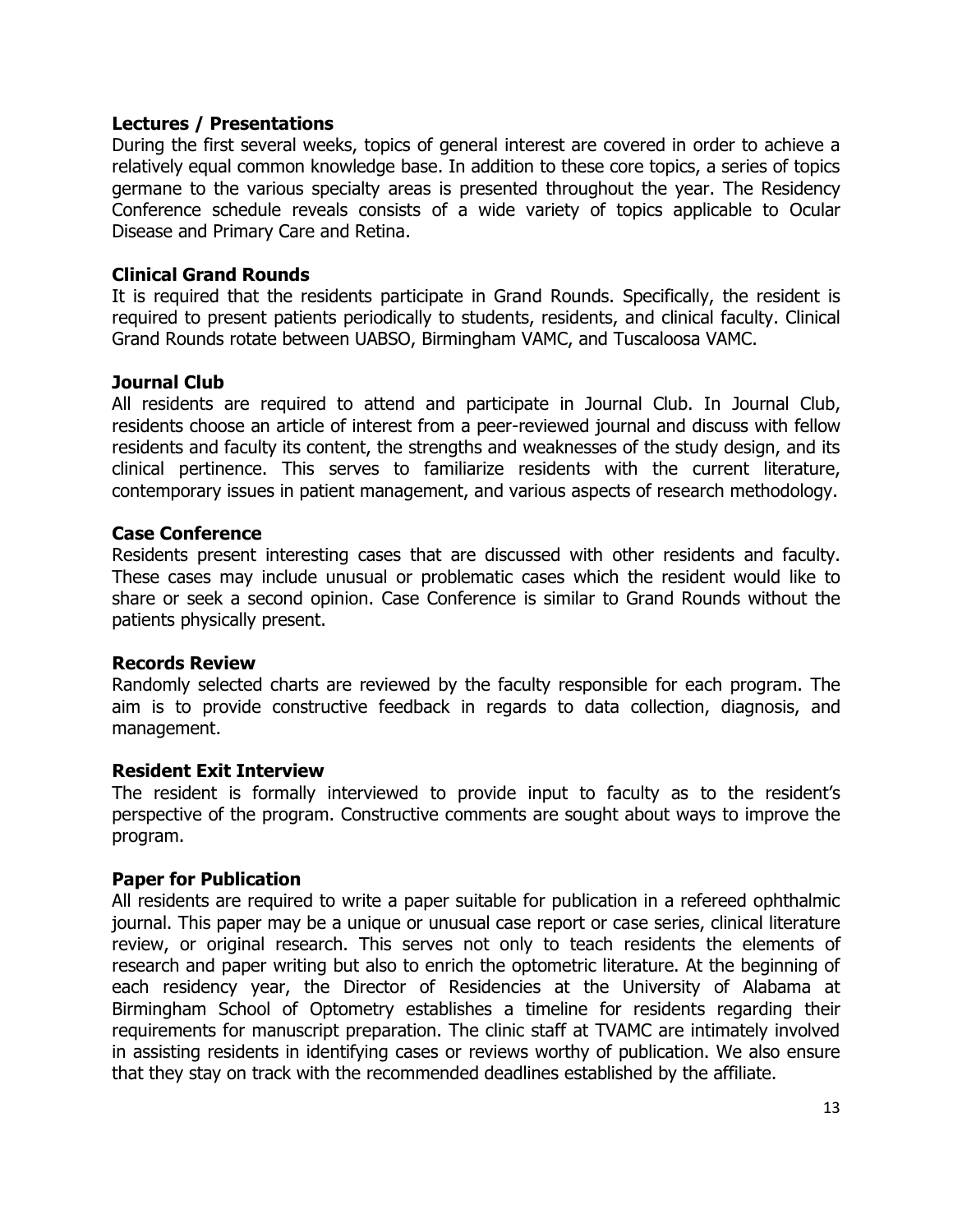**Lectures / Presentations**

During the first several weeks, topics of general interest are covered in order to achieve a relatively equal common knowledge base. In addition to these core topics, a series of topics germane to the various specialty areas is presented throughout the year. The Residency Conference schedule reveals consists of a wide variety of topics applicable to Ocular Disease and Primary Care and Retina.

**Clinical Grand Rounds**

It is required that the residents participate in Grand Rounds. Specifically, the resident is required to present patients periodically to students, residents, and clinical faculty. Clinical Grand Rounds rotate between UABSO, Birmingham VAMC, and Tuscaloosa VAMC.

**Journal Club**

All residents are required to attend and participate in Journal Club. In Journal Club, residents choose an article of interest from a peer-reviewed journal and discuss with fellow residents and faculty its content, the strengths and weaknesses of the study design, and its clinical pertinence. This serves to familiarize residents with the current literature, contemporary issues in patient management, and various aspects of research methodology.

**Case Conference**

Residents present interesting cases that are discussed with other residents and faculty. These cases may include unusual or problematic cases which the resident would like to share or seek a second opinion. Case Conference is similar to Grand Rounds without the patients physically present.

**Records Review**

Randomly selected charts are reviewed by the faculty responsible for each program. The aim is to provide constructive feedback in regards to data collection, diagnosis, and management.

**Resident Exit Interview**

The resident is formally interviewed to provide input to faculty as to the resident's perspective of the program. Constructive comments are sought about ways to improve the program.

**Paper for Publication**

All residents are required to write a paper suitable for publication in a refereed ophthalmic journal. This paper may be a unique or unusual case report or case series, clinical literature review, or original research. This serves not only to teach residents the elements of research and paper writing but also to enrich the optometric literature. At the beginning of each residency year, the Director of Residencies at the University of Alabama at Birmingham School of Optometry establishes a timeline for residents regarding their requirements for manuscript preparation. The clinic staff at TVAMC are intimately involved in assisting residents in identifying cases or reviews worthy of publication. We also ensure that they stay on track with the recommended deadlines established by the affiliate.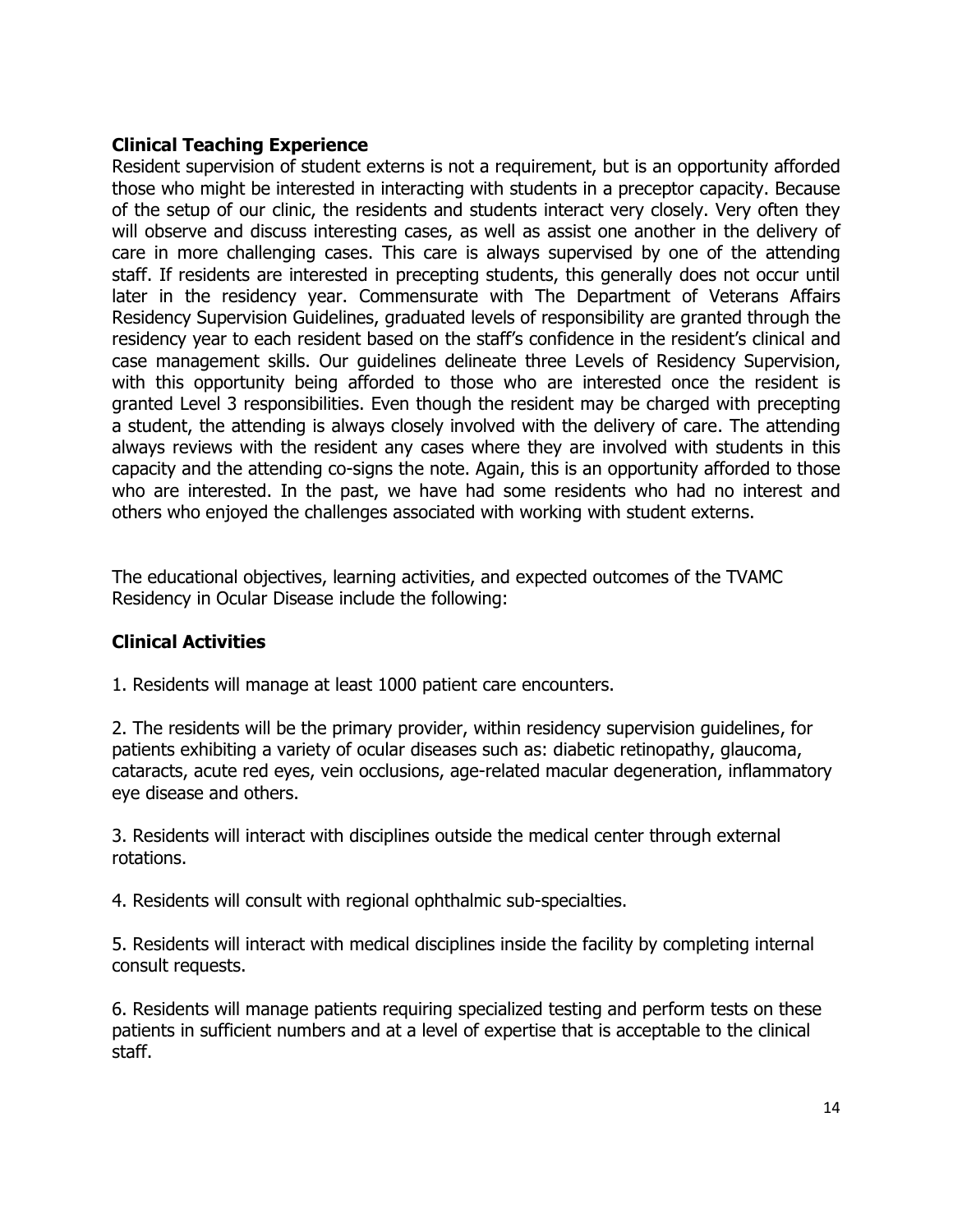### Clinical Teaching Experience

Resident supervision of student externs is not a requirement, but is an opportunity afforded those who might be interested in interacting with students in a preceptor capacity. Because of the setup of our clinic, the residents and students interact very closely. Very often they will observe and discuss interesting cases, as well as assist one another in the delivery of care in more challenging cases. This care is always supervised by one of the attending staff. If residents are interested in precepting students, this generally does not occur until later in the residency year. Commensurate with The Department of Veterans Affairs Residency Supervision Guidelines, graduated levels of responsibility are granted through the residency year to each resident based on the staff's confidence in the resident's clinical and case management skills. Our guidelines delineate three Levels of Residency Supervision, with this opportunity being afforded to those who are interested once the resident is granted Level 3 responsibilities. Even though the resident may be charged with precepting a student, the attending is always closely involved with the delivery of care. The attending always reviews with the resident any cases where they are involved with students in this capacity and the attending co-signs the note. Again, this is an opportunity afforded to those who are interested. In the past, we have had some residents who had no interest and others who enjoyed the challenges associated with working with student externs.

The educational objectives, learning activities, and expected outcomes of the TVAMC Residency in Ocular Disease include the following:

### Clinical Activities

1. Residents will manage at least 1000 patient care encounters.

2. The residents will be the primary provider, within residency supervision guidelines, for patients exhibiting a variety of ocular diseases such as: diabetic retinopathy, glaucoma, cataracts, acute red eyes, vein occlusions, age-related macular degeneration, inflammatory eye disease and others.

3. Residents will interact with disciplines outside the medical center through external rotations.

4. Residents will consult with regional ophthalmic sub-specialties.

5. Residents will interact with medical disciplines inside the facility by completing internal consult requests.

6. Residents will manage patients requiring specialized testing and perform tests on these patients in sufficient numbers and at a level of expertise that is acceptable to the clinical staff.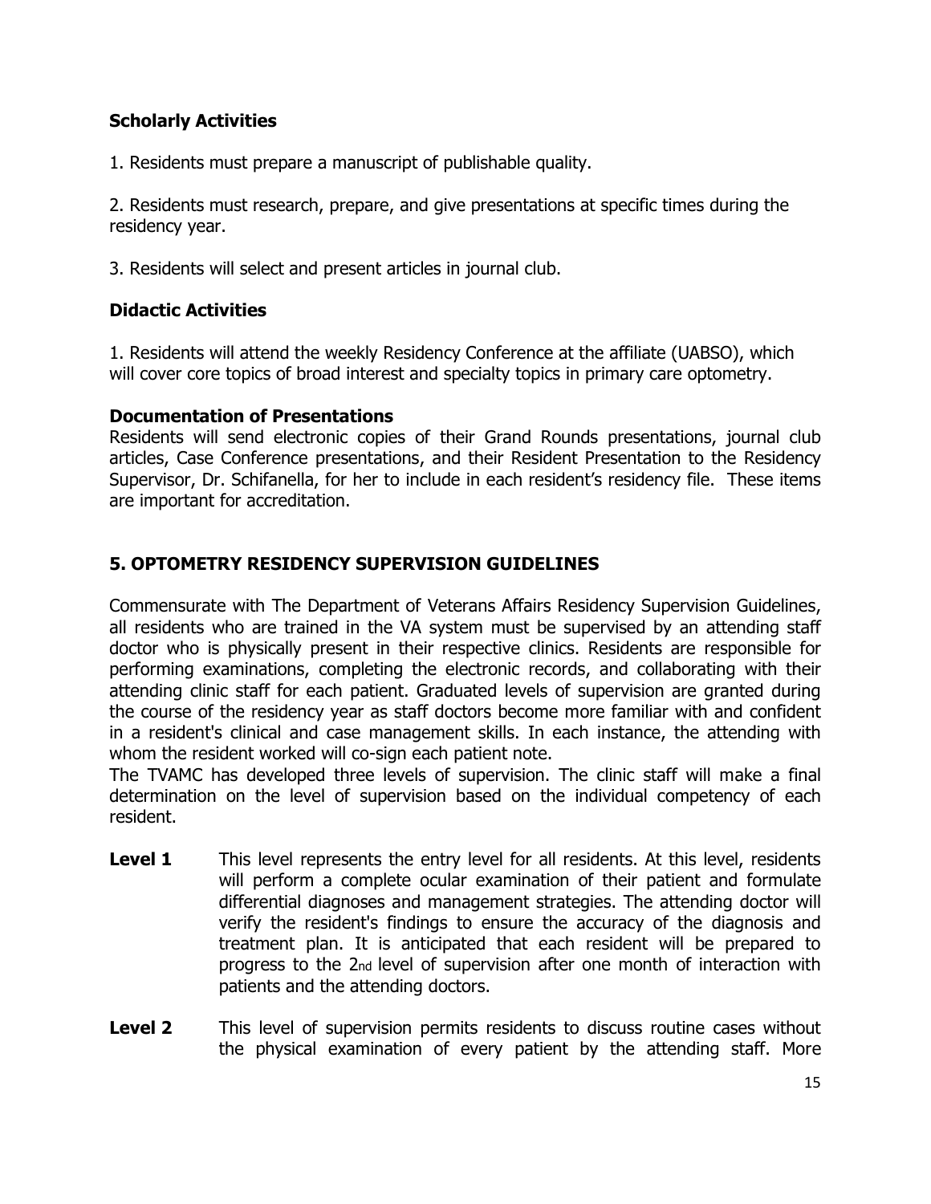### Scholarly Activities

1. Residents must prepare a manuscript of publishable quality.

2. Residents must research, prepare, and give presentations at specific times during the residency year.

3. Residents will select and present articles in journal club.

### Didactic Activities

1. Residents will attend the weekly Residency Conference at the affiliate (UABSO), which will cover core topics of broad interest and specialty topics in primary care optometry.

### Documentation of Presentations

Residents will send electronic copies of their Grand Rounds presentations, journal club articles, Case Conference presentations, and their Resident Presentation to the Residency Supervisor, Dr. Schifanella, for her to include in each resident's residency file. These items are important for accreditation.

## 5. OPTOMETRY RESIDENCY SUPERVISION GUIDELINES

Commensurate with The Department of Veterans Affairs Residency Supervision Guidelines, all residents who are trained in the VA system must be supervised by an attending staff doctor who is physically present in their respective clinics. Residents are responsible for performing examinations, completing the electronic records, and collaborating with their attending clinic staff for each patient. Graduated levels of supervision are granted during the course of the residency year as staff doctors become more familiar with and confident in a resident's clinical and case management skills. In each instance, the attending with whom the resident worked will co-sign each patient note.

The TVAMC has developed three levels of supervision. The clinic staff will make a final determination on the level of supervision based on the individual competency of each resident.

**Level 1** This level represents the entry level for all residents. At this level, residents will perform a complete ocular examination of their patient and formulate differential diagnoses and management strategies. The attending doctor will verify the resident's findings to ensure the accuracy of the diagnosis and treatment plan. It is anticipated that each resident will be prepared to progress to the 2nd level of supervision after one month of interaction with patients and the attending doctors.

**Level 2** This level of supervision permits residents to discuss routine cases without the physical examination of every patient by the attending staff. More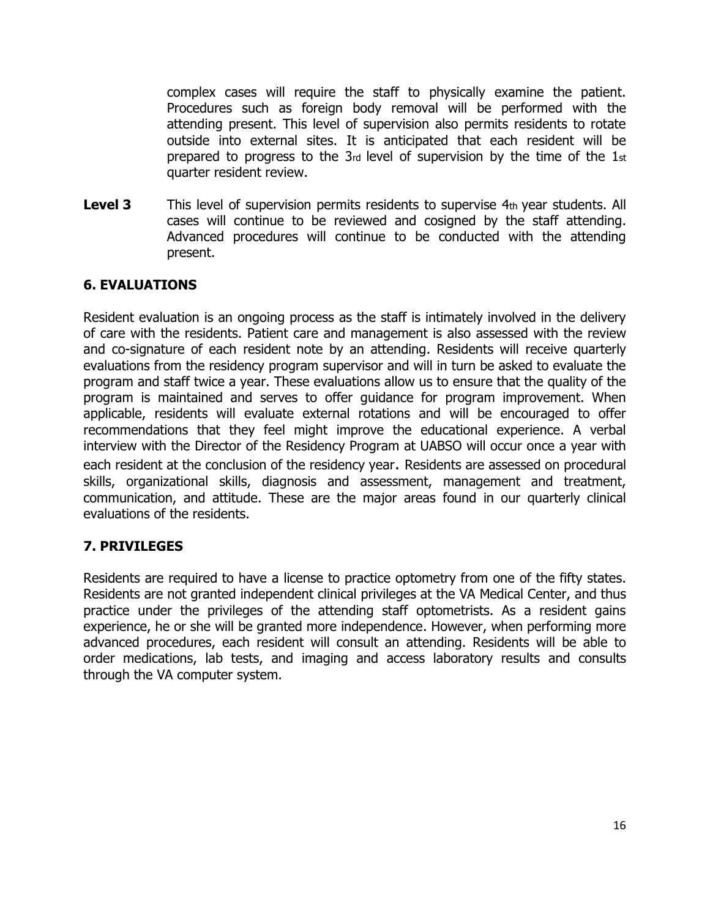complex cases will require the staff to physically examine the patient. Procedures such as foreign body removal will be performed with the attending present. This level of supervision also permits residents to rotate outside into external sites. It is anticipated that each resident will be prepared to progress to the 3rd level of supervision by the time of the 1st quarter resident review.

**Level 3** This level of supervision permits residents to supervise 4th year students. All cases will continue to be reviewed and cosigned by the staff attending. Advanced procedures will continue to be conducted with the attending present.

## 6. EVALUATIONS

Resident evaluation is an ongoing process as the staff is intimately involved in the delivery of care with the residents. Patient care and management is also assessed with the review and co-signature of each resident note by an attending. Residents will receive quarterly evaluations from the residency program supervisor and will in turn be asked to evaluate the program and staff twice a year. These evaluations allow us to ensure that the quality of the program is maintained and serves to offer guidance for program improvement. When applicable, residents will evaluate external rotations and will be encouraged to offer recommendations that they feel might improve the educational experience. A verbal interview with the Director of the Residency Program at UABSO will occur once a year with each resident at the conclusion of the residency year. Residents are assessed on procedural skills, organizational skills, diagnosis and assessment, management and treatment, communication, and attitude. These are the major areas found in our quarterly clinical evaluations of the residents.

## 7. PRIVILEGES

Residents are required to have a license to practice optometry from one of the fifty states. Residents are not granted independent clinical privileges at the VA Medical Center, and thus practice under the privileges of the attending staff optometrists. As a resident gains experience, he or she will be granted more independence. However, when performing more advanced procedures, each resident will consult an attending. Residents will be able to order medications, lab tests, and imaging and access laboratory results and consults through the VA computer system.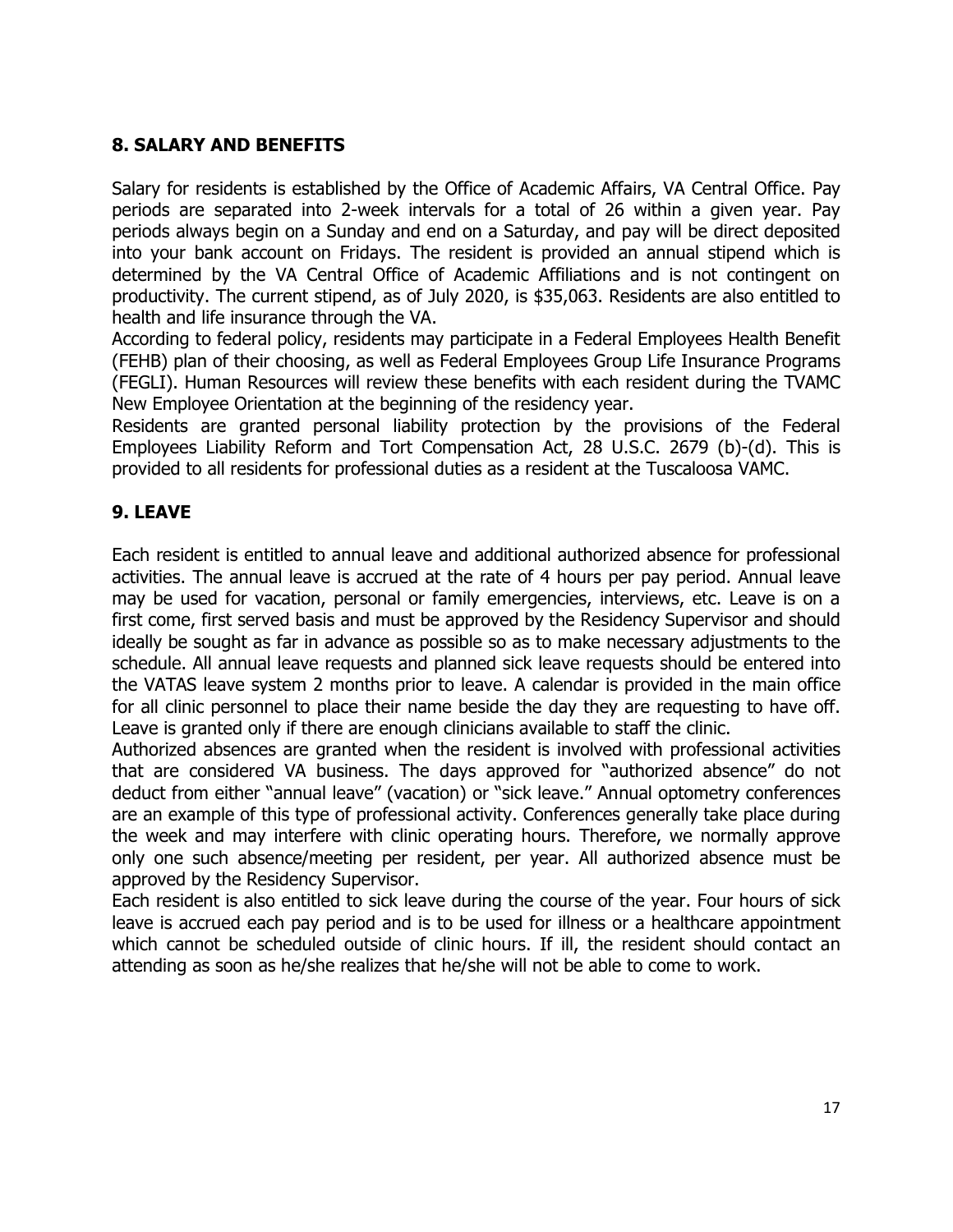## 8. SALARY AND BENEFITS

Salary for residents is established by the Office of Academic Affairs, VA Central Office. Pay periods are separated into 2-week intervals for a total of 26 within a given year. Pay periods always begin on a Sunday and end on a Saturday, and pay will be direct deposited into your bank account on Fridays. The resident is provided an annual stipend which is determined by the VA Central Office of Academic Affiliations and is not contingent on productivity. The current stipend, as of July 2020, is $35,063. Residents are also entitled to health and life insurance through the VA.

According to federal policy, residents may participate in a Federal Employees Health Benefit (FEHB) plan of their choosing, as well as Federal Employees Group Life Insurance Programs (FEGLI). Human Resources will review these benefits with each resident during the TVAMC New Employee Orientation at the beginning of the residency year.

Residents are granted personal liability protection by the provisions of the Federal Employees Liability Reform and Tort Compensation Act, 28 U.S.C. 2679 (b)-(d). This is provided to all residents for professional duties as a resident at the Tuscaloosa VAMC.

## 9. LEAVE

Each resident is entitled to annual leave and additional authorized absence for professional activities. The annual leave is accrued at the rate of 4 hours per pay period. Annual leave may be used for vacation, personal or family emergencies, interviews, etc. Leave is on a first come, first served basis and must be approved by the Residency Supervisor and should ideally be sought as far in advance as possible so as to make necessary adjustments to the schedule. All annual leave requests and planned sick leave requests should be entered into the VATAS leave system 2 months prior to leave. A calendar is provided in the main office for all clinic personnel to place their name beside the day they are requesting to have off. Leave is granted only if there are enough clinicians available to staff the clinic.

Authorized absences are granted when the resident is involved with professional activities that are considered VA business. The days approved for "authorized absence" do not deduct from either "annual leave" (vacation) or "sick leave." Annual optometry conferences are an example of this type of professional activity. Conferences generally take place during the week and may interfere with clinic operating hours. Therefore, we normally approve only one such absence/meeting per resident, per year. All authorized absence must be approved by the Residency Supervisor.

Each resident is also entitled to sick leave during the course of the year. Four hours of sick leave is accrued each pay period and is to be used for illness or a healthcare appointment which cannot be scheduled outside of clinic hours. If ill, the resident should contact an attending as soon as he/she realizes that he/she will not be able to come to work.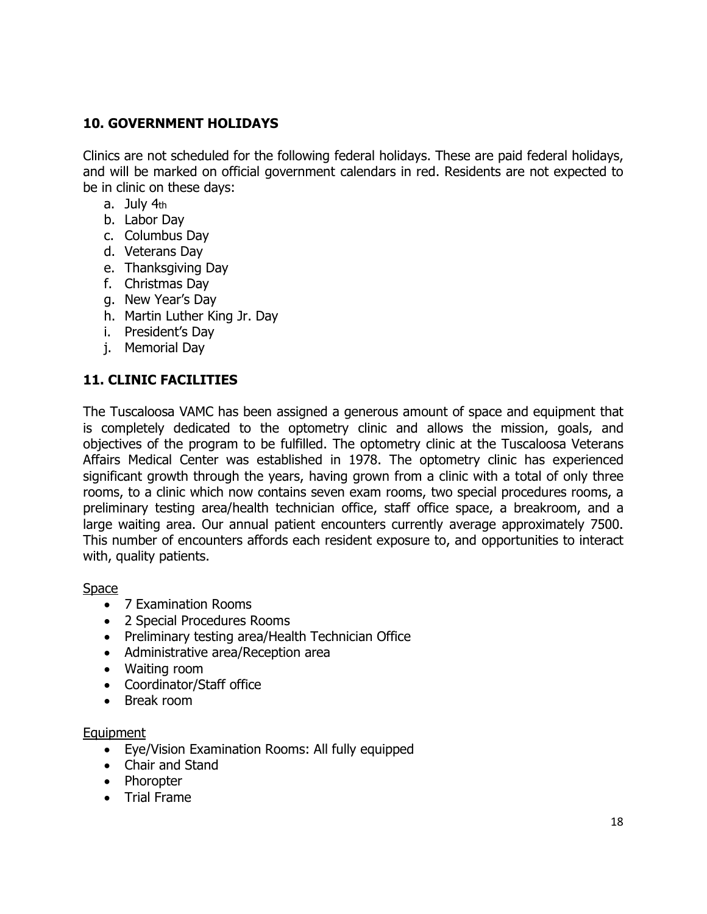## 10. GOVERNMENT HOLIDAYS

Clinics are not scheduled for the following federal holidays. These are paid federal holidays, and will be marked on official government calendars in red. Residents are not expected to be in clinic on these days:

a. July 4th
b. Labor Day
c. Columbus Day
d. Veterans Day
e. Thanksgiving Day
f. Christmas Day
g. New Year's Day
h. Martin Luther King Jr. Day
i. President's Day
j. Memorial Day

## 11. CLINIC FACILITIES

The Tuscaloosa VAMC has been assigned a generous amount of space and equipment that is completely dedicated to the optometry clinic and allows the mission, goals, and objectives of the program to be fulfilled. The optometry clinic at the Tuscaloosa Veterans Affairs Medical Center was established in 1978. The optometry clinic has experienced significant growth through the years, having grown from a clinic with a total of only three rooms, to a clinic which now contains seven exam rooms, two special procedures rooms, a preliminary testing area/health technician office, staff office space, a breakroom, and a large waiting area. Our annual patient encounters currently average approximately 7500. This number of encounters affords each resident exposure to, and opportunities to interact with, quality patients.

Space

- 7 Examination Rooms
- 2 Special Procedures Rooms
- Preliminary testing area/Health Technician Office
- Administrative area/Reception area
- Waiting room
- Coordinator/Staff office
- Break room

Equipment

- Eye/Vision Examination Rooms: All fully equipped
- Chair and Stand
- Phoropter
- Trial Frame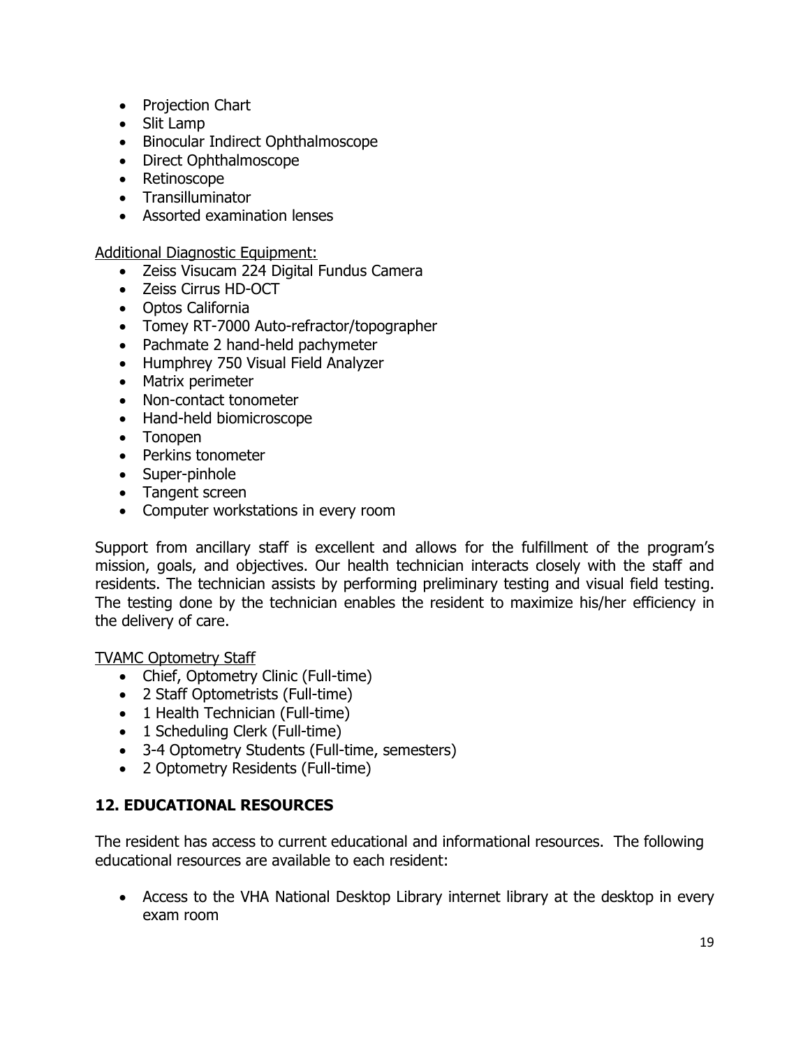- Projection Chart
- Slit Lamp
- Binocular Indirect Ophthalmoscope
- Direct Ophthalmoscope
- Retinoscope
- Transilluminator
- Assorted examination lenses

Additional Diagnostic Equipment:

- Zeiss Visucam 224 Digital Fundus Camera
- Zeiss Cirrus HD-OCT
- Optos California
- Tomey RT-7000 Auto-refractor/topographer
- Pachmate 2 hand-held pachymeter
- Humphrey 750 Visual Field Analyzer
- Matrix perimeter
- Non-contact tonometer
- Hand-held biomicroscope
- Tonopen
- Perkins tonometer
- Super-pinhole
- Tangent screen
- Computer workstations in every room

Support from ancillary staff is excellent and allows for the fulfillment of the program's mission, goals, and objectives. Our health technician interacts closely with the staff and residents. The technician assists by performing preliminary testing and visual field testing. The testing done by the technician enables the resident to maximize his/her efficiency in the delivery of care.

TVAMC Optometry Staff

- Chief, Optometry Clinic (Full-time)
- 2 Staff Optometrists (Full-time)
- 1 Health Technician (Full-time)
- 1 Scheduling Clerk (Full-time)
- 3-4 Optometry Students (Full-time, semesters)
- 2 Optometry Residents (Full-time)

## 12. EDUCATIONAL RESOURCES

The resident has access to current educational and informational resources. The following educational resources are available to each resident:

- Access to the VHA National Desktop Library internet library at the desktop in every exam room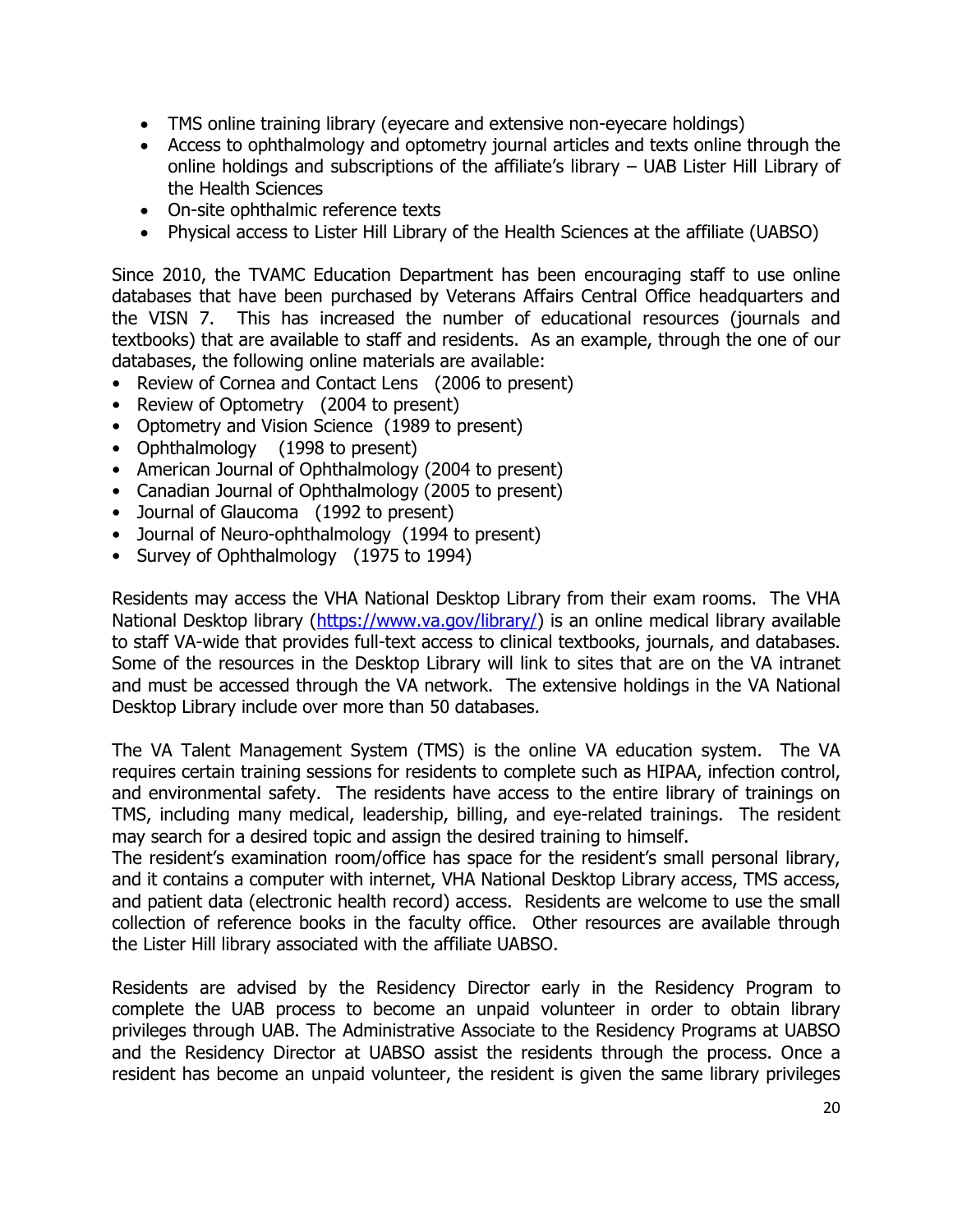- TMS online training library (eyecare and extensive non-eyecare holdings)
- Access to ophthalmology and optometry journal articles and texts online through the online holdings and subscriptions of the affiliate's library – UAB Lister Hill Library of the Health Sciences
- On-site ophthalmic reference texts
- Physical access to Lister Hill Library of the Health Sciences at the affiliate (UABSO)

Since 2010, the TVAMC Education Department has been encouraging staff to use online databases that have been purchased by Veterans Affairs Central Office headquarters and the VISN 7. This has increased the number of educational resources (journals and textbooks) that are available to staff and residents. As an example, through the one of our databases, the following online materials are available:

- Review of Cornea and Contact Lens (2006 to present)
- Review of Optometry (2004 to present)
- Optometry and Vision Science (1989 to present)
- Ophthalmology (1998 to present)
- American Journal of Ophthalmology (2004 to present)
- Canadian Journal of Ophthalmology (2005 to present)
- Journal of Glaucoma (1992 to present)
- Journal of Neuro-ophthalmology (1994 to present)
- Survey of Ophthalmology (1975 to 1994)

Residents may access the VHA National Desktop Library from their exam rooms. The VHA National Desktop library (https://www.va.gov/library/) is an online medical library available to staff VA-wide that provides full-text access to clinical textbooks, journals, and databases. Some of the resources in the Desktop Library will link to sites that are on the VA intranet and must be accessed through the VA network. The extensive holdings in the VA National Desktop Library include over more than 50 databases.

The VA Talent Management System (TMS) is the online VA education system. The VA requires certain training sessions for residents to complete such as HIPAA, infection control, and environmental safety. The residents have access to the entire library of trainings on TMS, including many medical, leadership, billing, and eye-related trainings. The resident may search for a desired topic and assign the desired training to himself.
The resident's examination room/office has space for the resident's small personal library, and it contains a computer with internet, VHA National Desktop Library access, TMS access, and patient data (electronic health record) access. Residents are welcome to use the small collection of reference books in the faculty office. Other resources are available through the Lister Hill library associated with the affiliate UABSO.

Residents are advised by the Residency Director early in the Residency Program to complete the UAB process to become an unpaid volunteer in order to obtain library privileges through UAB. The Administrative Associate to the Residency Programs at UABSO and the Residency Director at UABSO assist the residents through the process. Once a resident has become an unpaid volunteer, the resident is given the same library privileges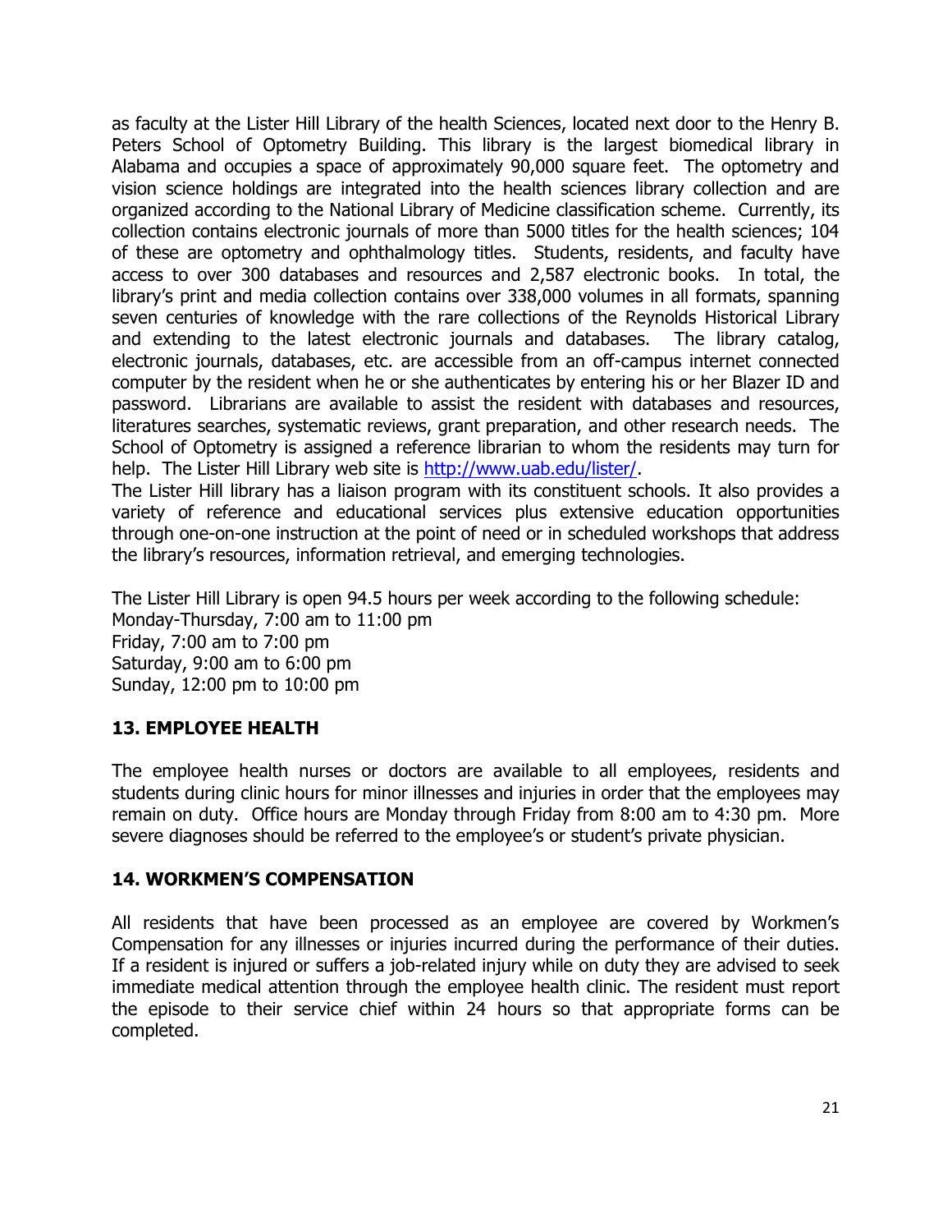as faculty at the Lister Hill Library of the health Sciences, located next door to the Henry B. Peters School of Optometry Building. This library is the largest biomedical library in Alabama and occupies a space of approximately 90,000 square feet. The optometry and vision science holdings are integrated into the health sciences library collection and are organized according to the National Library of Medicine classification scheme. Currently, its collection contains electronic journals of more than 5000 titles for the health sciences; 104 of these are optometry and ophthalmology titles. Students, residents, and faculty have access to over 300 databases and resources and 2,587 electronic books. In total, the library's print and media collection contains over 338,000 volumes in all formats, spanning seven centuries of knowledge with the rare collections of the Reynolds Historical Library and extending to the latest electronic journals and databases. The library catalog, electronic journals, databases, etc. are accessible from an off-campus internet connected computer by the resident when he or she authenticates by entering his or her Blazer ID and password. Librarians are available to assist the resident with databases and resources, literatures searches, systematic reviews, grant preparation, and other research needs. The School of Optometry is assigned a reference librarian to whom the residents may turn for help. The Lister Hill Library web site is [http://www.uab.edu/lister/](http://www.uab.edu/lister/).

The Lister Hill library has a liaison program with its constituent schools. It also provides a variety of reference and educational services plus extensive education opportunities through one-on-one instruction at the point of need or in scheduled workshops that address the library's resources, information retrieval, and emerging technologies.

The Lister Hill Library is open 94.5 hours per week according to the following schedule:
Monday-Thursday, 7:00 am to 11:00 pm
Friday, 7:00 am to 7:00 pm
Saturday, 9:00 am to 6:00 pm
Sunday, 12:00 pm to 10:00 pm

## 13. EMPLOYEE HEALTH

The employee health nurses or doctors are available to all employees, residents and students during clinic hours for minor illnesses and injuries in order that the employees may remain on duty. Office hours are Monday through Friday from 8:00 am to 4:30 pm. More severe diagnoses should be referred to the employee's or student's private physician.

## 14. WORKMEN'S COMPENSATION

All residents that have been processed as an employee are covered by Workmen's Compensation for any illnesses or injuries incurred during the performance of their duties. If a resident is injured or suffers a job-related injury while on duty they are advised to seek immediate medical attention through the employee health clinic. The resident must report the episode to their service chief within 24 hours so that appropriate forms can be completed.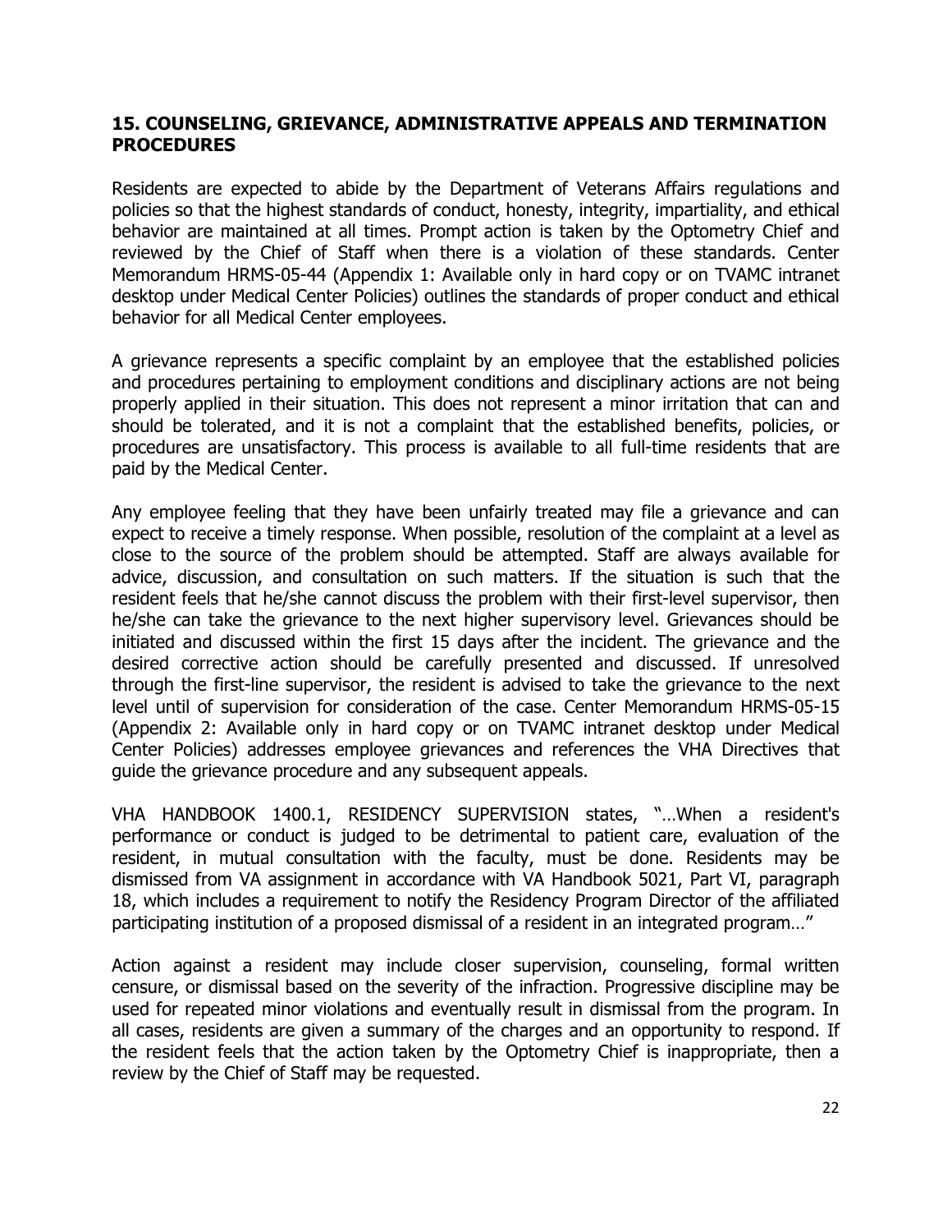## 15. COUNSELING, GRIEVANCE, ADMINISTRATIVE APPEALS AND TERMINATION PROCEDURES

Residents are expected to abide by the Department of Veterans Affairs regulations and policies so that the highest standards of conduct, honesty, integrity, impartiality, and ethical behavior are maintained at all times. Prompt action is taken by the Optometry Chief and reviewed by the Chief of Staff when there is a violation of these standards. Center Memorandum HRMS-05-44 (Appendix 1: Available only in hard copy or on TVAMC intranet desktop under Medical Center Policies) outlines the standards of proper conduct and ethical behavior for all Medical Center employees.

A grievance represents a specific complaint by an employee that the established policies and procedures pertaining to employment conditions and disciplinary actions are not being properly applied in their situation. This does not represent a minor irritation that can and should be tolerated, and it is not a complaint that the established benefits, policies, or procedures are unsatisfactory. This process is available to all full-time residents that are paid by the Medical Center.

Any employee feeling that they have been unfairly treated may file a grievance and can expect to receive a timely response. When possible, resolution of the complaint at a level as close to the source of the problem should be attempted. Staff are always available for advice, discussion, and consultation on such matters. If the situation is such that the resident feels that he/she cannot discuss the problem with their first-level supervisor, then he/she can take the grievance to the next higher supervisory level. Grievances should be initiated and discussed within the first 15 days after the incident. The grievance and the desired corrective action should be carefully presented and discussed. If unresolved through the first-line supervisor, the resident is advised to take the grievance to the next level until of supervision for consideration of the case. Center Memorandum HRMS-05-15 (Appendix 2: Available only in hard copy or on TVAMC intranet desktop under Medical Center Policies) addresses employee grievances and references the VHA Directives that guide the grievance procedure and any subsequent appeals.

VHA HANDBOOK 1400.1, RESIDENCY SUPERVISION states, "…When a resident's performance or conduct is judged to be detrimental to patient care, evaluation of the resident, in mutual consultation with the faculty, must be done. Residents may be dismissed from VA assignment in accordance with VA Handbook 5021, Part VI, paragraph 18, which includes a requirement to notify the Residency Program Director of the affiliated participating institution of a proposed dismissal of a resident in an integrated program…"

Action against a resident may include closer supervision, counseling, formal written censure, or dismissal based on the severity of the infraction. Progressive discipline may be used for repeated minor violations and eventually result in dismissal from the program. In all cases, residents are given a summary of the charges and an opportunity to respond. If the resident feels that the action taken by the Optometry Chief is inappropriate, then a review by the Chief of Staff may be requested.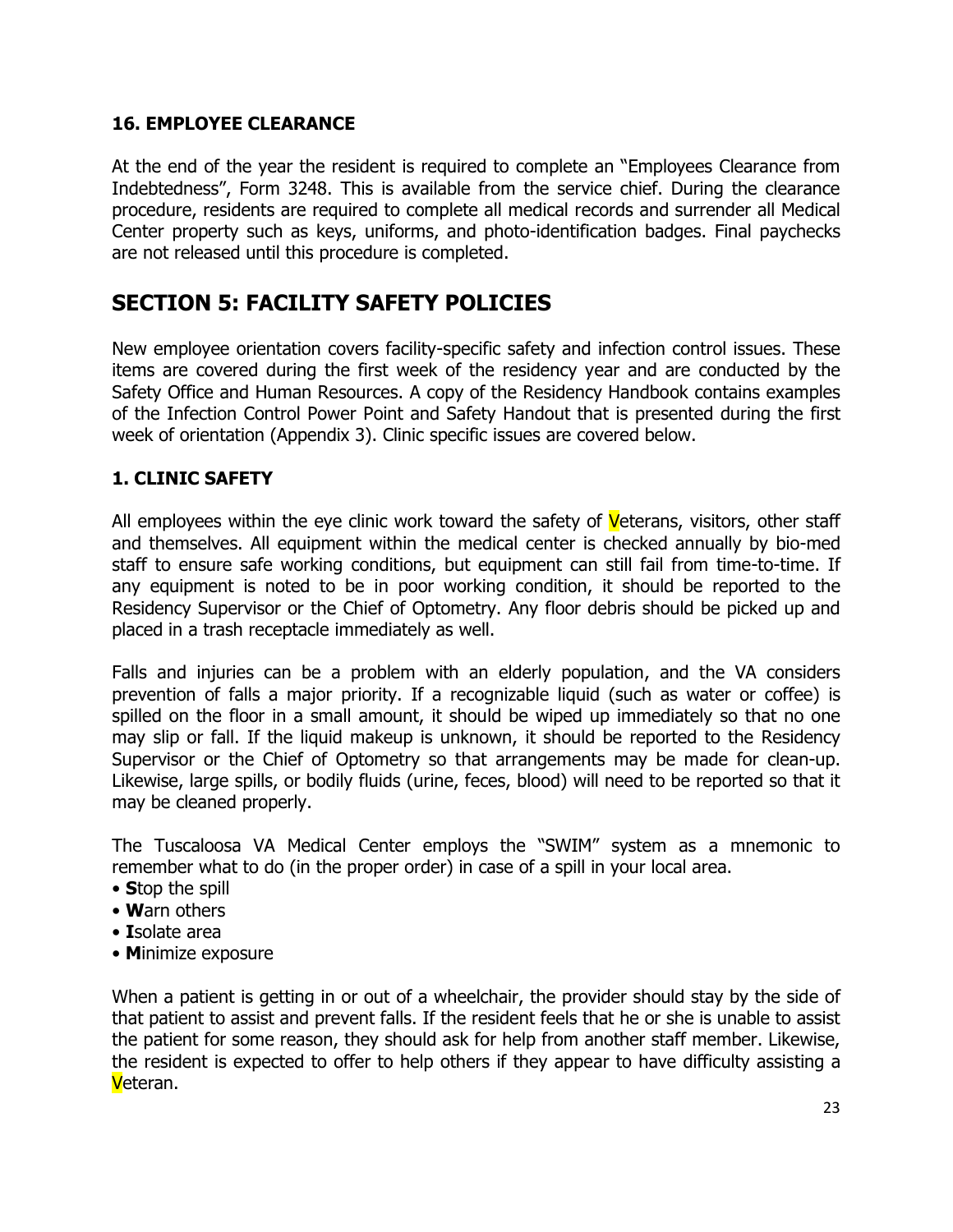### 16. EMPLOYEE CLEARANCE

At the end of the year the resident is required to complete an "Employees Clearance from Indebtedness", Form 3248. This is available from the service chief. During the clearance procedure, residents are required to complete all medical records and surrender all Medical Center property such as keys, uniforms, and photo-identification badges. Final paychecks are not released until this procedure is completed.

## SECTION 5: FACILITY SAFETY POLICIES

New employee orientation covers facility-specific safety and infection control issues. These items are covered during the first week of the residency year and are conducted by the Safety Office and Human Resources. A copy of the Residency Handbook contains examples of the Infection Control Power Point and Safety Handout that is presented during the first week of orientation (Appendix 3). Clinic specific issues are covered below.

### 1. CLINIC SAFETY

All employees within the eye clinic work toward the safety of Veterans, visitors, other staff and themselves. All equipment within the medical center is checked annually by bio-med staff to ensure safe working conditions, but equipment can still fail from time-to-time. If any equipment is noted to be in poor working condition, it should be reported to the Residency Supervisor or the Chief of Optometry. Any floor debris should be picked up and placed in a trash receptacle immediately as well.

Falls and injuries can be a problem with an elderly population, and the VA considers prevention of falls a major priority. If a recognizable liquid (such as water or coffee) is spilled on the floor in a small amount, it should be wiped up immediately so that no one may slip or fall. If the liquid makeup is unknown, it should be reported to the Residency Supervisor or the Chief of Optometry so that arrangements may be made for clean-up. Likewise, large spills, or bodily fluids (urine, feces, blood) will need to be reported so that it may be cleaned properly.

The Tuscaloosa VA Medical Center employs the "SWIM" system as a mnemonic to remember what to do (in the proper order) in case of a spill in your local area.

- **S**top the spill
- **W**arn others
- **I**solate area
- **M**inimize exposure

When a patient is getting in or out of a wheelchair, the provider should stay by the side of that patient to assist and prevent falls. If the resident feels that he or she is unable to assist the patient for some reason, they should ask for help from another staff member. Likewise, the resident is expected to offer to help others if they appear to have difficulty assisting a Veteran.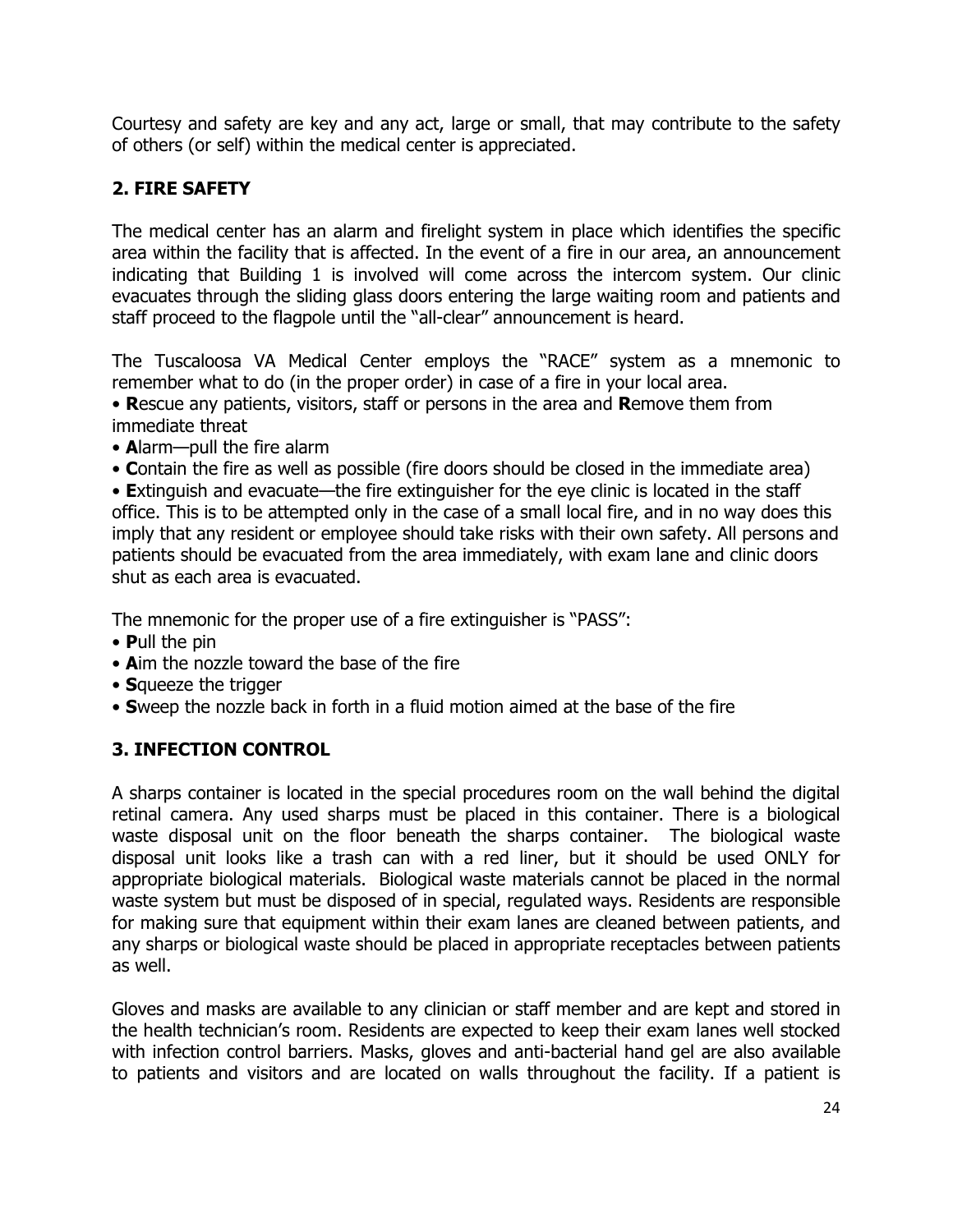Courtesy and safety are key and any act, large or small, that may contribute to the safety of others (or self) within the medical center is appreciated.

## 2. FIRE SAFETY

The medical center has an alarm and firelight system in place which identifies the specific area within the facility that is affected. In the event of a fire in our area, an announcement indicating that Building 1 is involved will come across the intercom system. Our clinic evacuates through the sliding glass doors entering the large waiting room and patients and staff proceed to the flagpole until the "all-clear" announcement is heard.

The Tuscaloosa VA Medical Center employs the "RACE" system as a mnemonic to remember what to do (in the proper order) in case of a fire in your local area.

- **R**escue any patients, visitors, staff or persons in the area and **R**emove them from immediate threat
- **A**larm—pull the fire alarm
- **C**ontain the fire as well as possible (fire doors should be closed in the immediate area)
- **E**xtinguish and evacuate—the fire extinguisher for the eye clinic is located in the staff office. This is to be attempted only in the case of a small local fire, and in no way does this imply that any resident or employee should take risks with their own safety. All persons and patients should be evacuated from the area immediately, with exam lane and clinic doors shut as each area is evacuated.

The mnemonic for the proper use of a fire extinguisher is "PASS":

- **P**ull the pin
- **A**im the nozzle toward the base of the fire
- **S**queeze the trigger
- **S**weep the nozzle back in forth in a fluid motion aimed at the base of the fire

## 3. INFECTION CONTROL

A sharps container is located in the special procedures room on the wall behind the digital retinal camera. Any used sharps must be placed in this container. There is a biological waste disposal unit on the floor beneath the sharps container. The biological waste disposal unit looks like a trash can with a red liner, but it should be used ONLY for appropriate biological materials. Biological waste materials cannot be placed in the normal waste system but must be disposed of in special, regulated ways. Residents are responsible for making sure that equipment within their exam lanes are cleaned between patients, and any sharps or biological waste should be placed in appropriate receptacles between patients as well.

Gloves and masks are available to any clinician or staff member and are kept and stored in the health technician's room. Residents are expected to keep their exam lanes well stocked with infection control barriers. Masks, gloves and anti-bacterial hand gel are also available to patients and visitors and are located on walls throughout the facility. If a patient is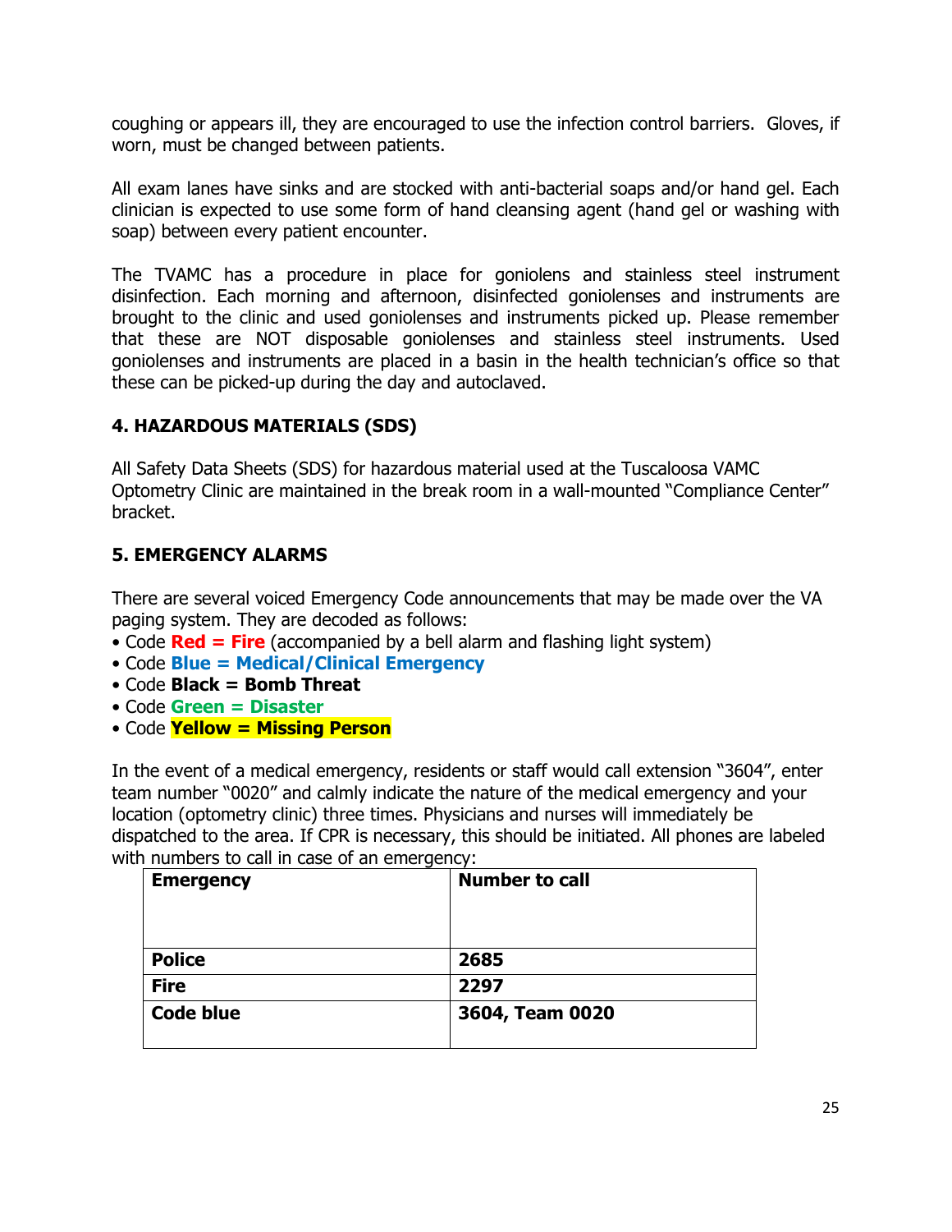coughing or appears ill, they are encouraged to use the infection control barriers. Gloves, if worn, must be changed between patients.

All exam lanes have sinks and are stocked with anti-bacterial soaps and/or hand gel. Each clinician is expected to use some form of hand cleansing agent (hand gel or washing with soap) between every patient encounter.

The TVAMC has a procedure in place for goniolens and stainless steel instrument disinfection. Each morning and afternoon, disinfected goniolenses and instruments are brought to the clinic and used goniolenses and instruments picked up. Please remember that these are NOT disposable goniolenses and stainless steel instruments. Used goniolenses and instruments are placed in a basin in the health technician's office so that these can be picked-up during the day and autoclaved.

## 4. HAZARDOUS MATERIALS (SDS)

All Safety Data Sheets (SDS) for hazardous material used at the Tuscaloosa VAMC Optometry Clinic are maintained in the break room in a wall-mounted "Compliance Center" bracket.

## 5. EMERGENCY ALARMS

There are several voiced Emergency Code announcements that may be made over the VA paging system. They are decoded as follows:

- Code **Red = Fire** (accompanied by a bell alarm and flashing light system)
- Code **Blue = Medical/Clinical Emergency**
- Code **Black = Bomb Threat**
- Code **Green = Disaster**
- Code **Yellow = Missing Person**

In the event of a medical emergency, residents or staff would call extension "3604", enter team number "0020" and calmly indicate the nature of the medical emergency and your location (optometry clinic) three times. Physicians and nurses will immediately be dispatched to the area. If CPR is necessary, this should be initiated. All phones are labeled with numbers to call in case of an emergency:

| Emergency | Number to call |
|---|---|
| Police | 2685 |
| Fire | 2297 |
| Code blue | 3604, Team 0020 |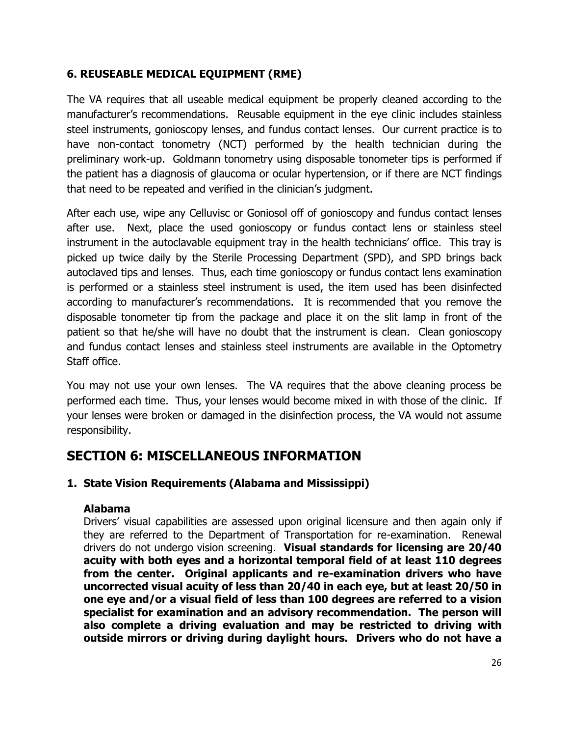**6. REUSEABLE MEDICAL EQUIPMENT (RME)**

The VA requires that all useable medical equipment be properly cleaned according to the manufacturer's recommendations. Reusable equipment in the eye clinic includes stainless steel instruments, gonioscopy lenses, and fundus contact lenses. Our current practice is to have non-contact tonometry (NCT) performed by the health technician during the preliminary work-up. Goldmann tonometry using disposable tonometer tips is performed if the patient has a diagnosis of glaucoma or ocular hypertension, or if there are NCT findings that need to be repeated and verified in the clinician's judgment.

After each use, wipe any Celluvisc or Goniosol off of gonioscopy and fundus contact lenses after use. Next, place the used gonioscopy or fundus contact lens or stainless steel instrument in the autoclavable equipment tray in the health technicians' office. This tray is picked up twice daily by the Sterile Processing Department (SPD), and SPD brings back autoclaved tips and lenses. Thus, each time gonioscopy or fundus contact lens examination is performed or a stainless steel instrument is used, the item used has been disinfected according to manufacturer's recommendations. It is recommended that you remove the disposable tonometer tip from the package and place it on the slit lamp in front of the patient so that he/she will have no doubt that the instrument is clean. Clean gonioscopy and fundus contact lenses and stainless steel instruments are available in the Optometry Staff office.

You may not use your own lenses. The VA requires that the above cleaning process be performed each time. Thus, your lenses would become mixed in with those of the clinic. If your lenses were broken or damaged in the disinfection process, the VA would not assume responsibility.

## SECTION 6: MISCELLANEOUS INFORMATION

**1. State Vision Requirements (Alabama and Mississippi)**

**Alabama**

Drivers' visual capabilities are assessed upon original licensure and then again only if they are referred to the Department of Transportation for re-examination. Renewal drivers do not undergo vision screening. **Visual standards for licensing are 20/40 acuity with both eyes and a horizontal temporal field of at least 110 degrees from the center. Original applicants and re-examination drivers who have uncorrected visual acuity of less than 20/40 in each eye, but at least 20/50 in one eye and/or a visual field of less than 100 degrees are referred to a vision specialist for examination and an advisory recommendation. The person will also complete a driving evaluation and may be restricted to driving with outside mirrors or driving during daylight hours. Drivers who do not have a**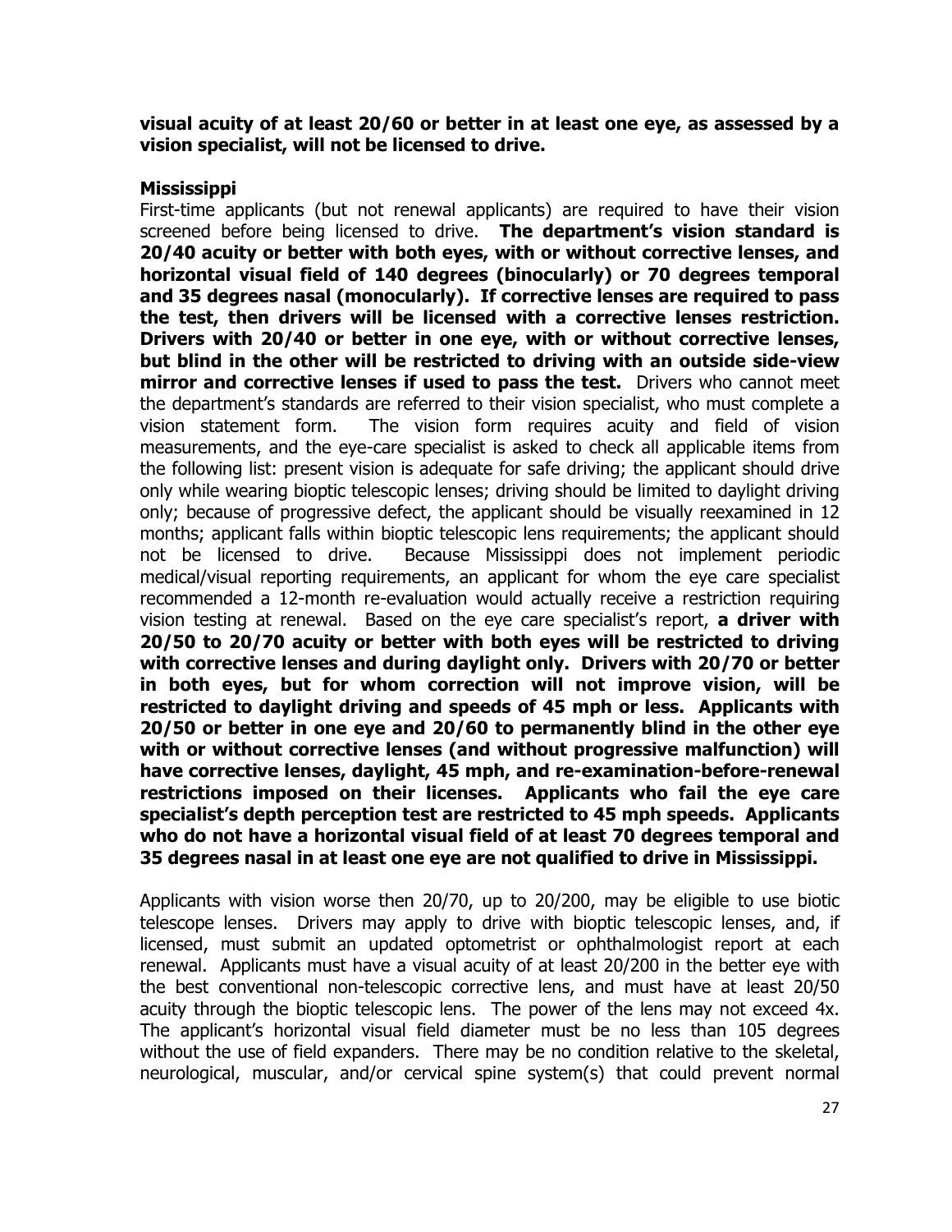**visual acuity of at least 20/60 or better in at least one eye, as assessed by a vision specialist, will not be licensed to drive.**

**Mississippi**

First-time applicants (but not renewal applicants) are required to have their vision screened before being licensed to drive. **The department's vision standard is 20/40 acuity or better with both eyes, with or without corrective lenses, and horizontal visual field of 140 degrees (binocularly) or 70 degrees temporal and 35 degrees nasal (monocularly). If corrective lenses are required to pass the test, then drivers will be licensed with a corrective lenses restriction. Drivers with 20/40 or better in one eye, with or without corrective lenses, but blind in the other will be restricted to driving with an outside side-view mirror and corrective lenses if used to pass the test.** Drivers who cannot meet the department's standards are referred to their vision specialist, who must complete a vision statement form. The vision form requires acuity and field of vision measurements, and the eye-care specialist is asked to check all applicable items from the following list: present vision is adequate for safe driving; the applicant should drive only while wearing bioptic telescopic lenses; driving should be limited to daylight driving only; because of progressive defect, the applicant should be visually reexamined in 12 months; applicant falls within bioptic telescopic lens requirements; the applicant should not be licensed to drive. Because Mississippi does not implement periodic medical/visual reporting requirements, an applicant for whom the eye care specialist recommended a 12-month re-evaluation would actually receive a restriction requiring vision testing at renewal. Based on the eye care specialist's report, **a driver with 20/50 to 20/70 acuity or better with both eyes will be restricted to driving with corrective lenses and during daylight only. Drivers with 20/70 or better in both eyes, but for whom correction will not improve vision, will be restricted to daylight driving and speeds of 45 mph or less. Applicants with 20/50 or better in one eye and 20/60 to permanently blind in the other eye with or without corrective lenses (and without progressive malfunction) will have corrective lenses, daylight, 45 mph, and re-examination-before-renewal restrictions imposed on their licenses. Applicants who fail the eye care specialist's depth perception test are restricted to 45 mph speeds. Applicants who do not have a horizontal visual field of at least 70 degrees temporal and 35 degrees nasal in at least one eye are not qualified to drive in Mississippi.**

Applicants with vision worse then 20/70, up to 20/200, may be eligible to use biotic telescope lenses. Drivers may apply to drive with bioptic telescopic lenses, and, if licensed, must submit an updated optometrist or ophthalmologist report at each renewal. Applicants must have a visual acuity of at least 20/200 in the better eye with the best conventional non-telescopic corrective lens, and must have at least 20/50 acuity through the bioptic telescopic lens. The power of the lens may not exceed 4x. The applicant's horizontal visual field diameter must be no less than 105 degrees without the use of field expanders. There may be no condition relative to the skeletal, neurological, muscular, and/or cervical spine system(s) that could prevent normal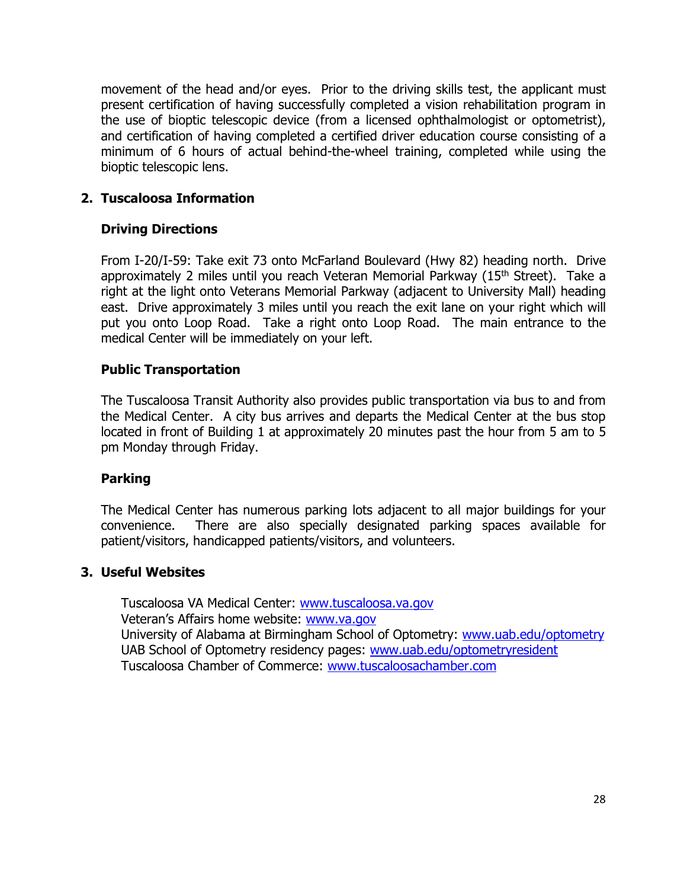movement of the head and/or eyes. Prior to the driving skills test, the applicant must present certification of having successfully completed a vision rehabilitation program in the use of bioptic telescopic device (from a licensed ophthalmologist or optometrist), and certification of having completed a certified driver education course consisting of a minimum of 6 hours of actual behind-the-wheel training, completed while using the bioptic telescopic lens.

## 2. Tuscaloosa Information

### Driving Directions

From I-20/I-59: Take exit 73 onto McFarland Boulevard (Hwy 82) heading north. Drive approximately 2 miles until you reach Veteran Memorial Parkway (15th Street). Take a right at the light onto Veterans Memorial Parkway (adjacent to University Mall) heading east. Drive approximately 3 miles until you reach the exit lane on your right which will put you onto Loop Road. Take a right onto Loop Road. The main entrance to the medical Center will be immediately on your left.

### Public Transportation

The Tuscaloosa Transit Authority also provides public transportation via bus to and from the Medical Center. A city bus arrives and departs the Medical Center at the bus stop located in front of Building 1 at approximately 20 minutes past the hour from 5 am to 5 pm Monday through Friday.

### Parking

The Medical Center has numerous parking lots adjacent to all major buildings for your convenience. There are also specially designated parking spaces available for patient/visitors, handicapped patients/visitors, and volunteers.

## 3. Useful Websites

Tuscaloosa VA Medical Center: www.tuscaloosa.va.gov
Veteran's Affairs home website: www.va.gov
University of Alabama at Birmingham School of Optometry: www.uab.edu/optometry
UAB School of Optometry residency pages: www.uab.edu/optometryresident
Tuscaloosa Chamber of Commerce: www.tuscaloosachamber.com